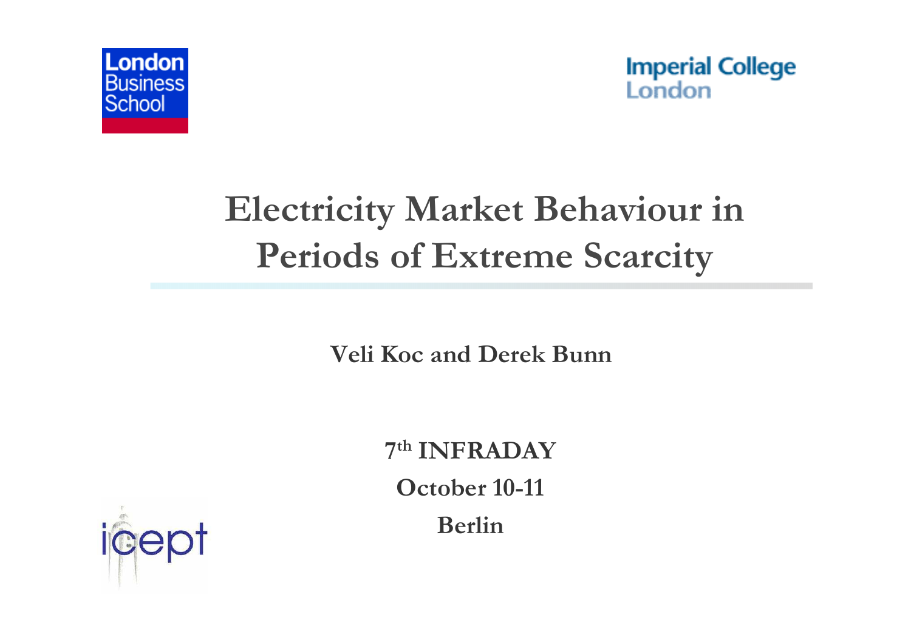London Business School

Imperial College London

# Electricity Market Behaviour in Periods of Extreme Scarcity

**Veli Koc and Derek Bunn**

**7th INFRADAY**

**October 10-11**

**Berlin**

icept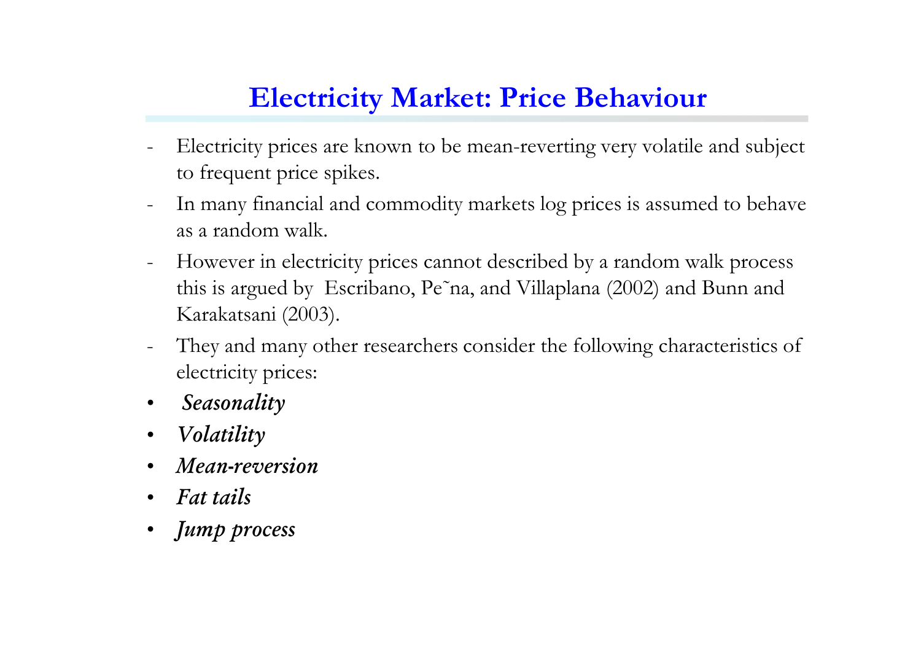# Electricity Market: Price Behaviour

- Electricity prices are known to be mean-reverting very volatile and subject to frequent price spikes.
- In many financial and commodity markets log prices is assumed to behave as a random walk.
- However in electricity prices cannot described by a random walk process this is argued by Escribano, Pe˜na, and Villaplana (2002) and Bunn and Karakatsani (2003).
- They and many other researchers consider the following characteristics of electricity prices:

- ***Seasonality***
- ***Volatility***
- ***Mean-reversion***
- ***Fat tails***
- ***Jump process***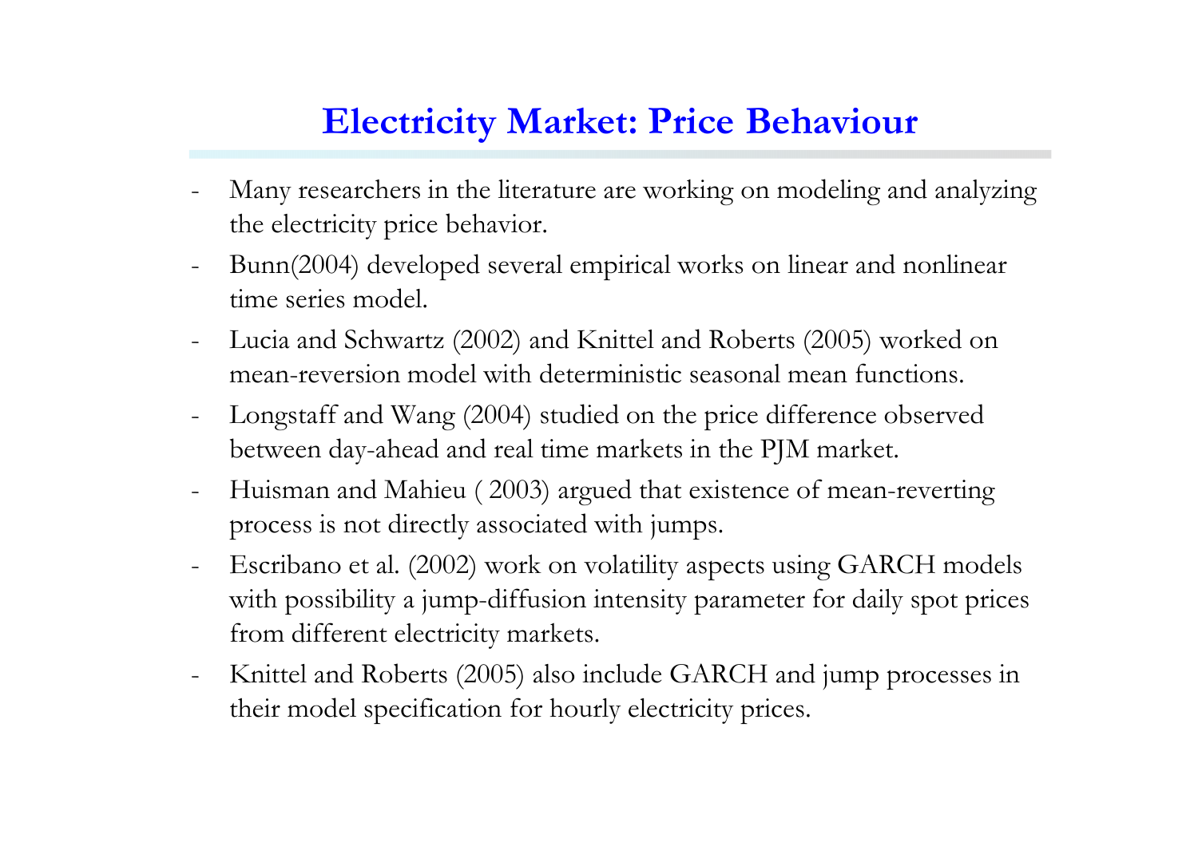# Electricity Market: Price Behaviour

- Many researchers in the literature are working on modeling and analyzing the electricity price behavior.
- Bunn(2004) developed several empirical works on linear and nonlinear time series model.
- Lucia and Schwartz (2002) and Knittel and Roberts (2005) worked on mean-reversion model with deterministic seasonal mean functions.
- Longstaff and Wang (2004) studied on the price difference observed between day-ahead and real time markets in the PJM market.
- Huisman and Mahieu ( 2003) argued that existence of mean-reverting process is not directly associated with jumps.
- Escribano et al. (2002) work on volatility aspects using GARCH models with possibility a jump-diffusion intensity parameter for daily spot prices from different electricity markets.
- Knittel and Roberts (2005) also include GARCH and jump processes in their model specification for hourly electricity prices.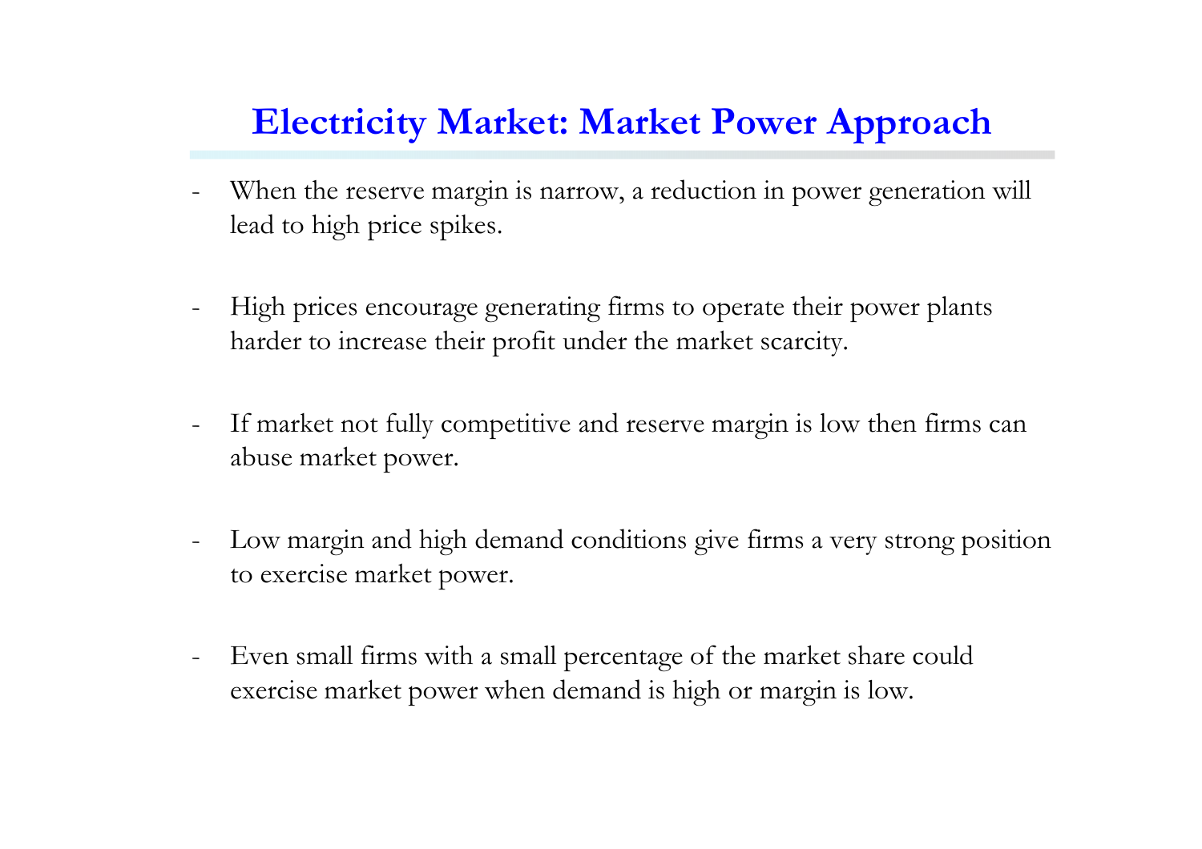# Electricity Market: Market Power Approach

- When the reserve margin is narrow, a reduction in power generation will lead to high price spikes.

- High prices encourage generating firms to operate their power plants harder to increase their profit under the market scarcity.

- If market not fully competitive and reserve margin is low then firms can abuse market power.

- Low margin and high demand conditions give firms a very strong position to exercise market power.

- Even small firms with a small percentage of the market share could exercise market power when demand is high or margin is low.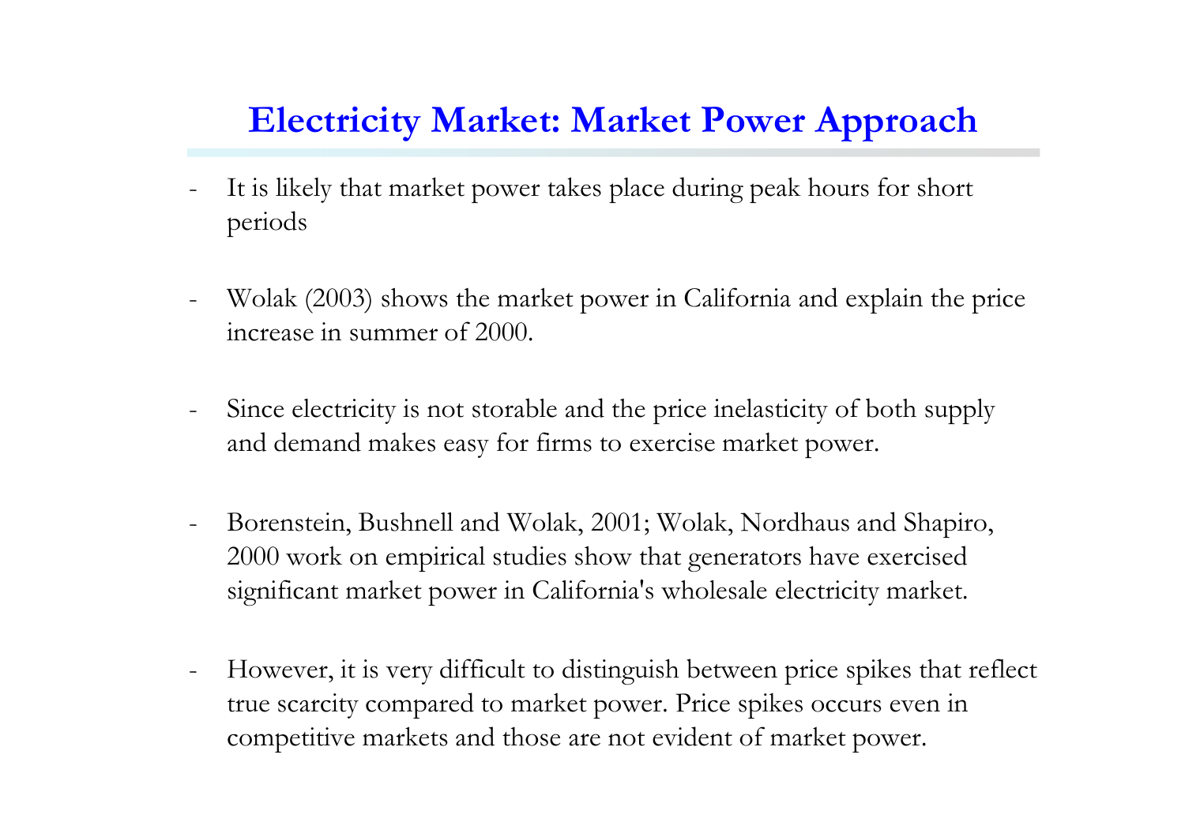# Electricity Market: Market Power Approach

- It is likely that market power takes place during peak hours for short periods

- Wolak (2003) shows the market power in California and explain the price increase in summer of 2000.

- Since electricity is not storable and the price inelasticity of both supply and demand makes easy for firms to exercise market power.

- Borenstein, Bushnell and Wolak, 2001; Wolak, Nordhaus and Shapiro, 2000 work on empirical studies show that generators have exercised significant market power in California's wholesale electricity market.

- However, it is very difficult to distinguish between price spikes that reflect true scarcity compared to market power. Price spikes occurs even in competitive markets and those are not evident of market power.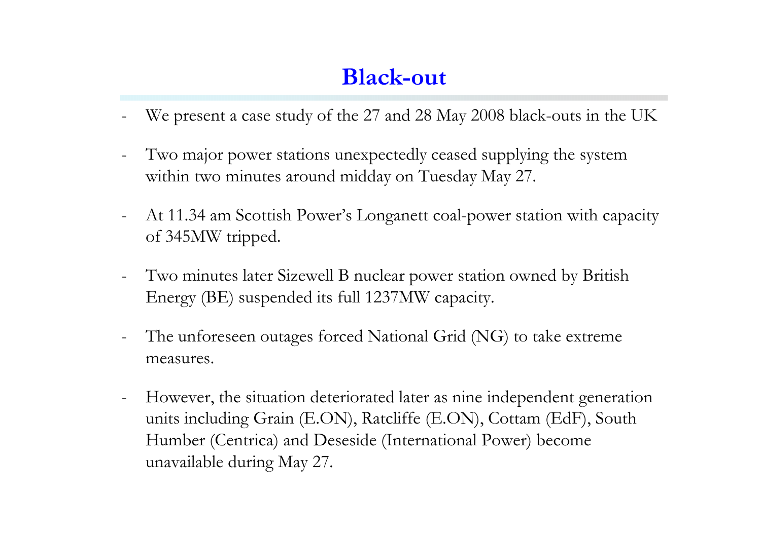# Black-out

- We present a case study of the 27 and 28 May 2008 black-outs in the UK
- Two major power stations unexpectedly ceased supplying the system within two minutes around midday on Tuesday May 27.
- At 11.34 am Scottish Power's Longanett coal-power station with capacity of 345MW tripped.
- Two minutes later Sizewell B nuclear power station owned by British Energy (BE) suspended its full 1237MW capacity.
- The unforeseen outages forced National Grid (NG) to take extreme measures.
- However, the situation deteriorated later as nine independent generation units including Grain (E.ON), Ratcliffe (E.ON), Cottam (EdF), South Humber (Centrica) and Deseside (International Power) become unavailable during May 27.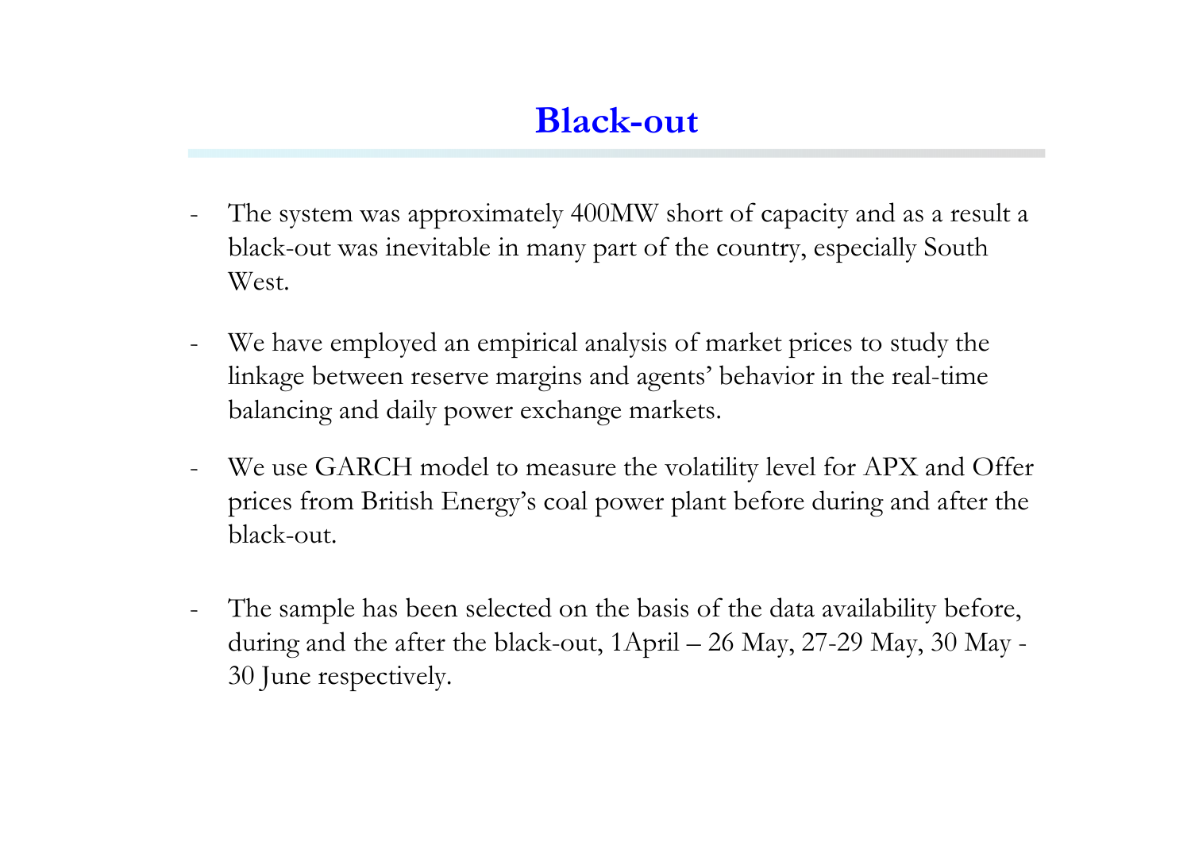# Black-out

- The system was approximately 400MW short of capacity and as a result a black-out was inevitable in many part of the country, especially South West.

- We have employed an empirical analysis of market prices to study the linkage between reserve margins and agents' behavior in the real-time balancing and daily power exchange markets.

- We use GARCH model to measure the volatility level for APX and Offer prices from British Energy's coal power plant before during and after the black-out.

- The sample has been selected on the basis of the data availability before, during and the after the black-out, 1April – 26 May, 27-29 May, 30 May - 30 June respectively.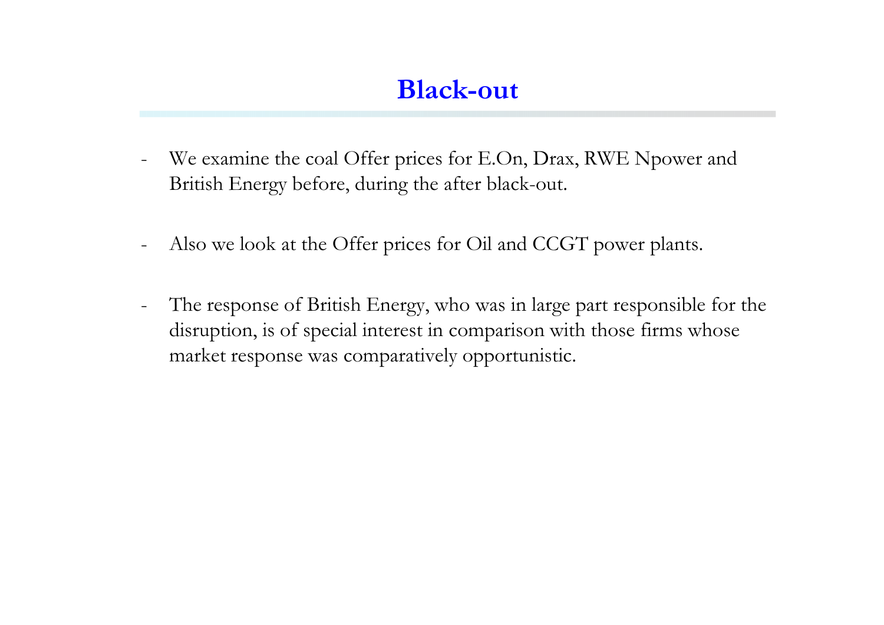# Black-out

- We examine the coal Offer prices for E.On, Drax, RWE Npower and British Energy before, during the after black-out.

- Also we look at the Offer prices for Oil and CCGT power plants.

- The response of British Energy, who was in large part responsible for the disruption, is of special interest in comparison with those firms whose market response was comparatively opportunistic.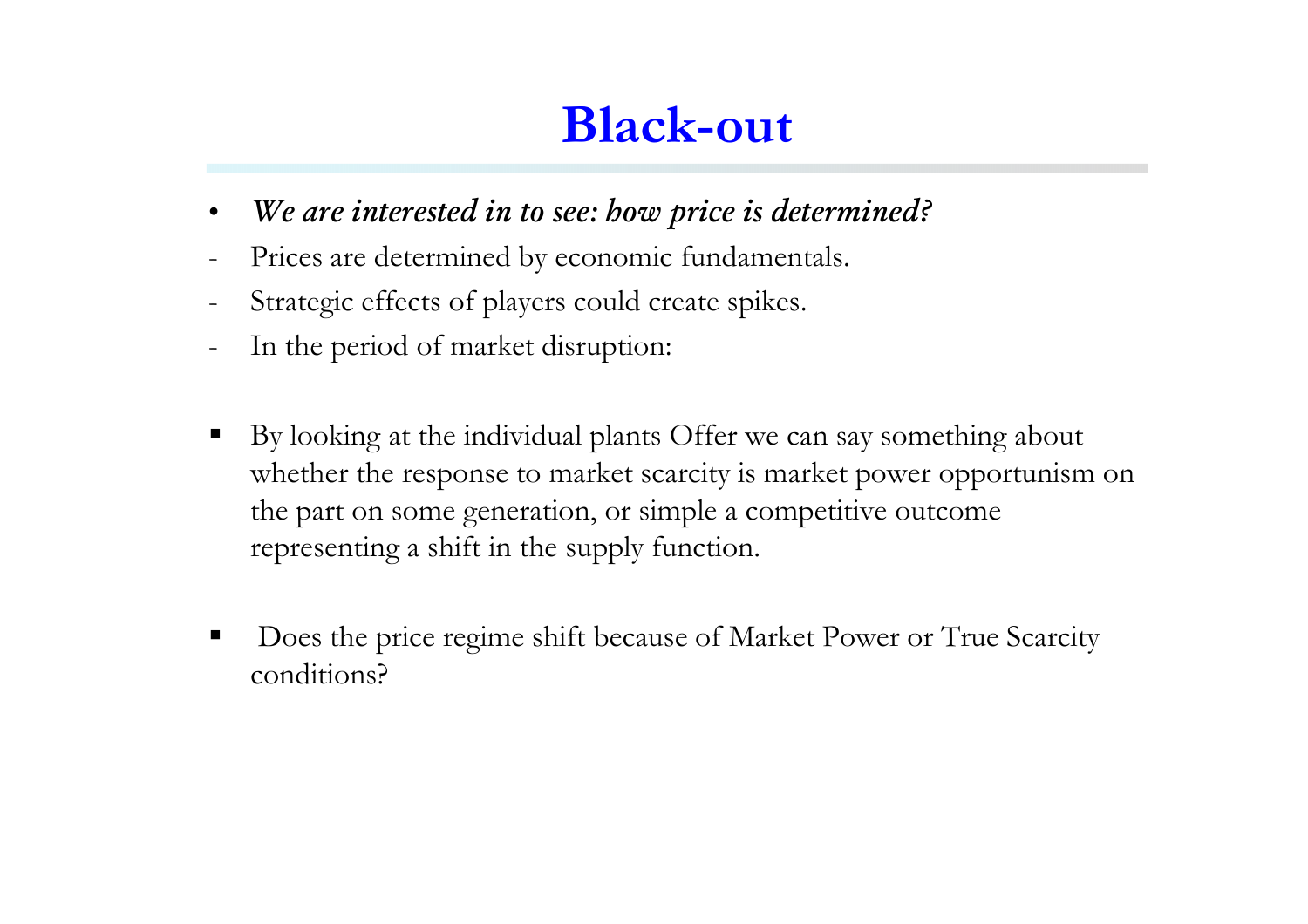# Black-out

- ***We are interested in to see: how price is determined?***

- Prices are determined by economic fundamentals.
- Strategic effects of players could create spikes.
- In the period of market disruption:

- By looking at the individual plants Offer we can say something about whether the response to market scarcity is market power opportunism on the part on some generation, or simple a competitive outcome representing a shift in the supply function.

- Does the price regime shift because of Market Power or True Scarcity conditions?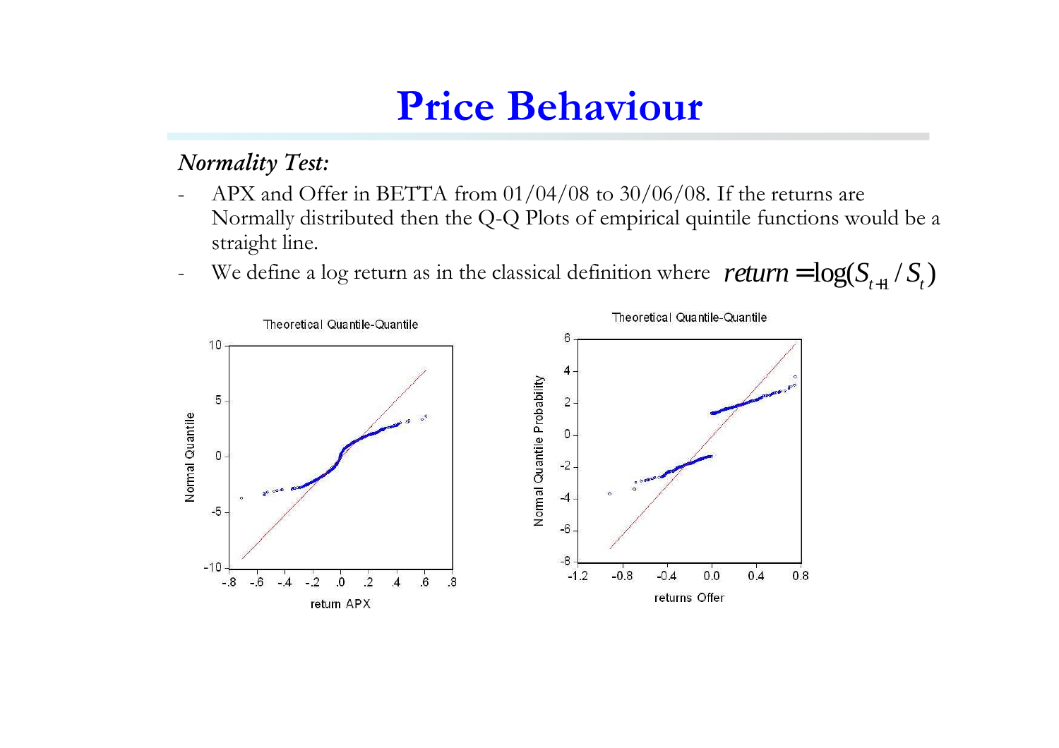# Price Behaviour

*Normality Test:*

- APX and Offer in BETTA from 01/04/08 to 30/06/08. If the returns are Normally distributed then the Q-Q Plots of empirical quintile functions would be a straight line.
- We define a log return as in the classical definition where $return = \log(S_{t+1} / S_t)$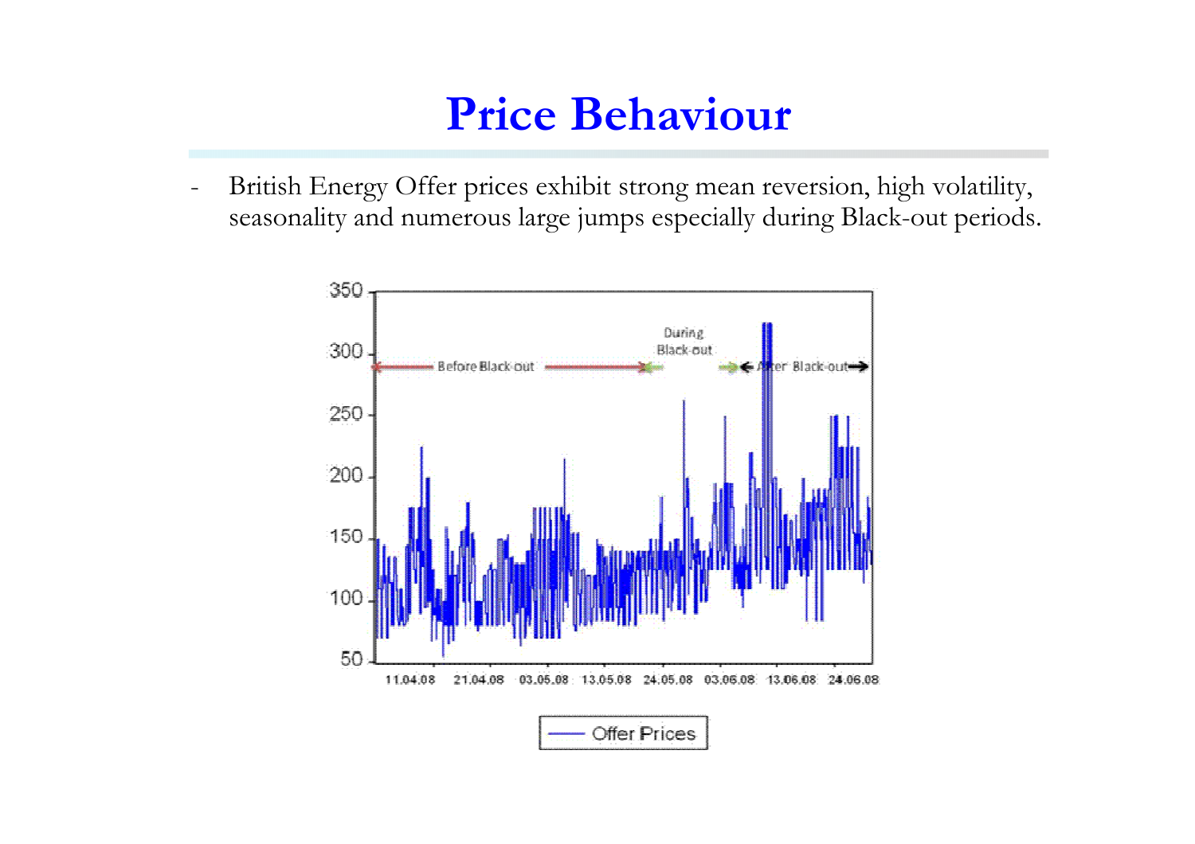# Price Behaviour

- British Energy Offer prices exhibit strong mean reversion, high volatility, seasonality and numerous large jumps especially during Black-out periods.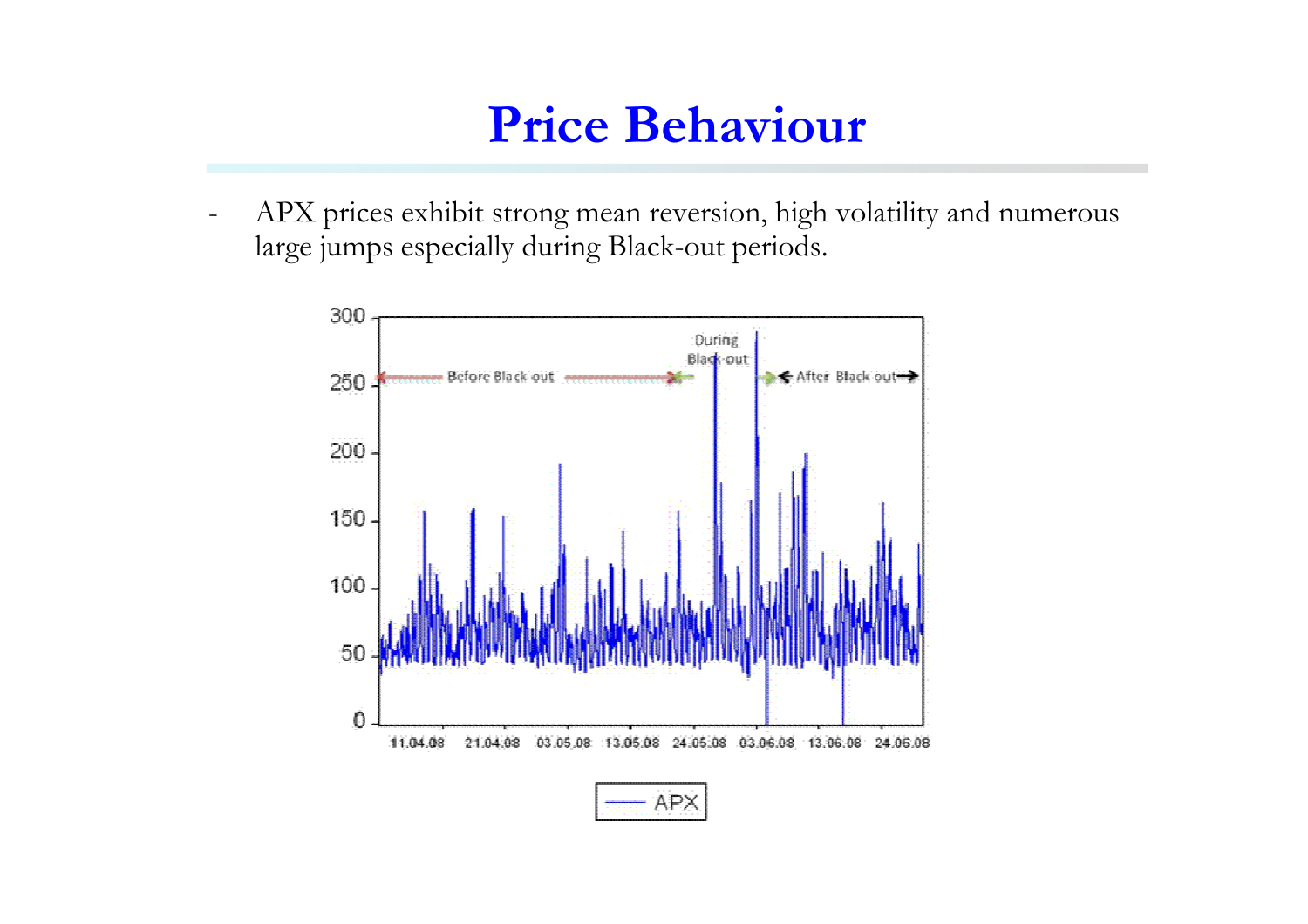# Price Behaviour

- APX prices exhibit strong mean reversion, high volatility and numerous large jumps especially during Black-out periods.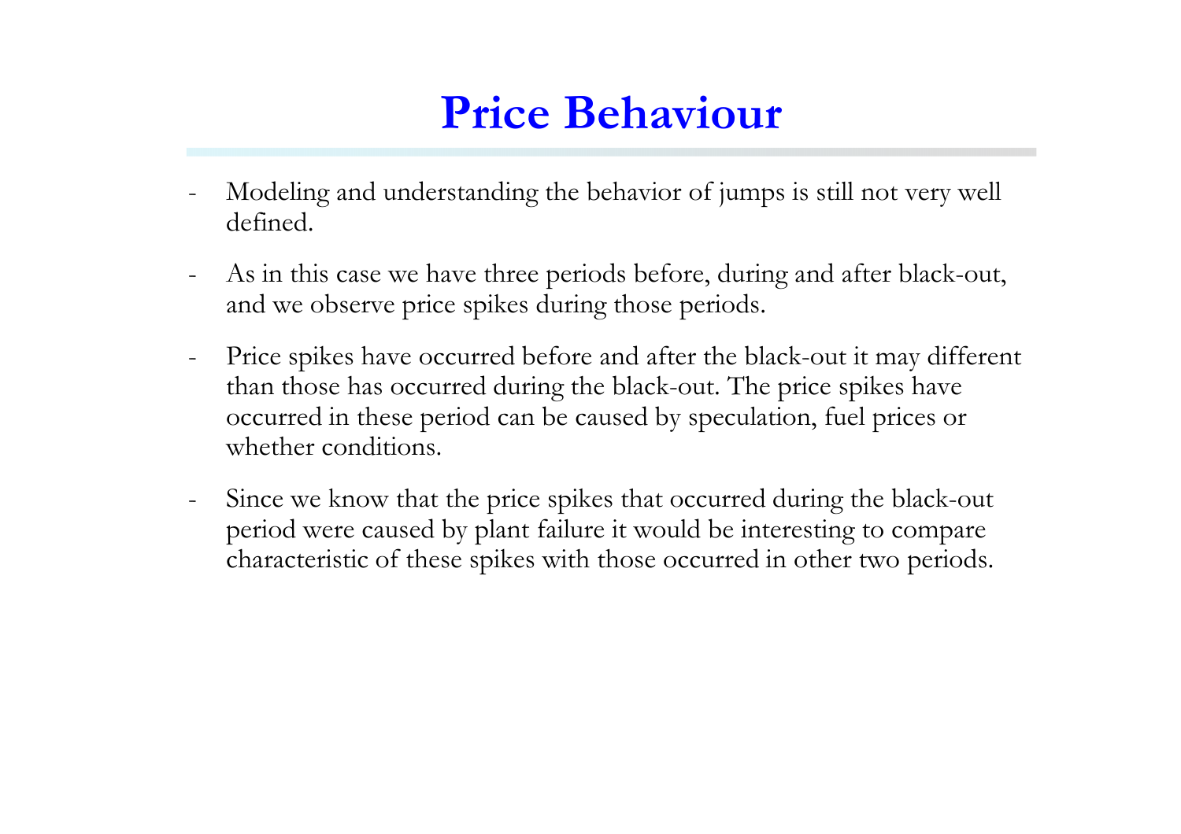# Price Behaviour

- Modeling and understanding the behavior of jumps is still not very well defined.
- As in this case we have three periods before, during and after black-out, and we observe price spikes during those periods.
- Price spikes have occurred before and after the black-out it may different than those has occurred during the black-out. The price spikes have occurred in these period can be caused by speculation, fuel prices or whether conditions.
- Since we know that the price spikes that occurred during the black-out period were caused by plant failure it would be interesting to compare characteristic of these spikes with those occurred in other two periods.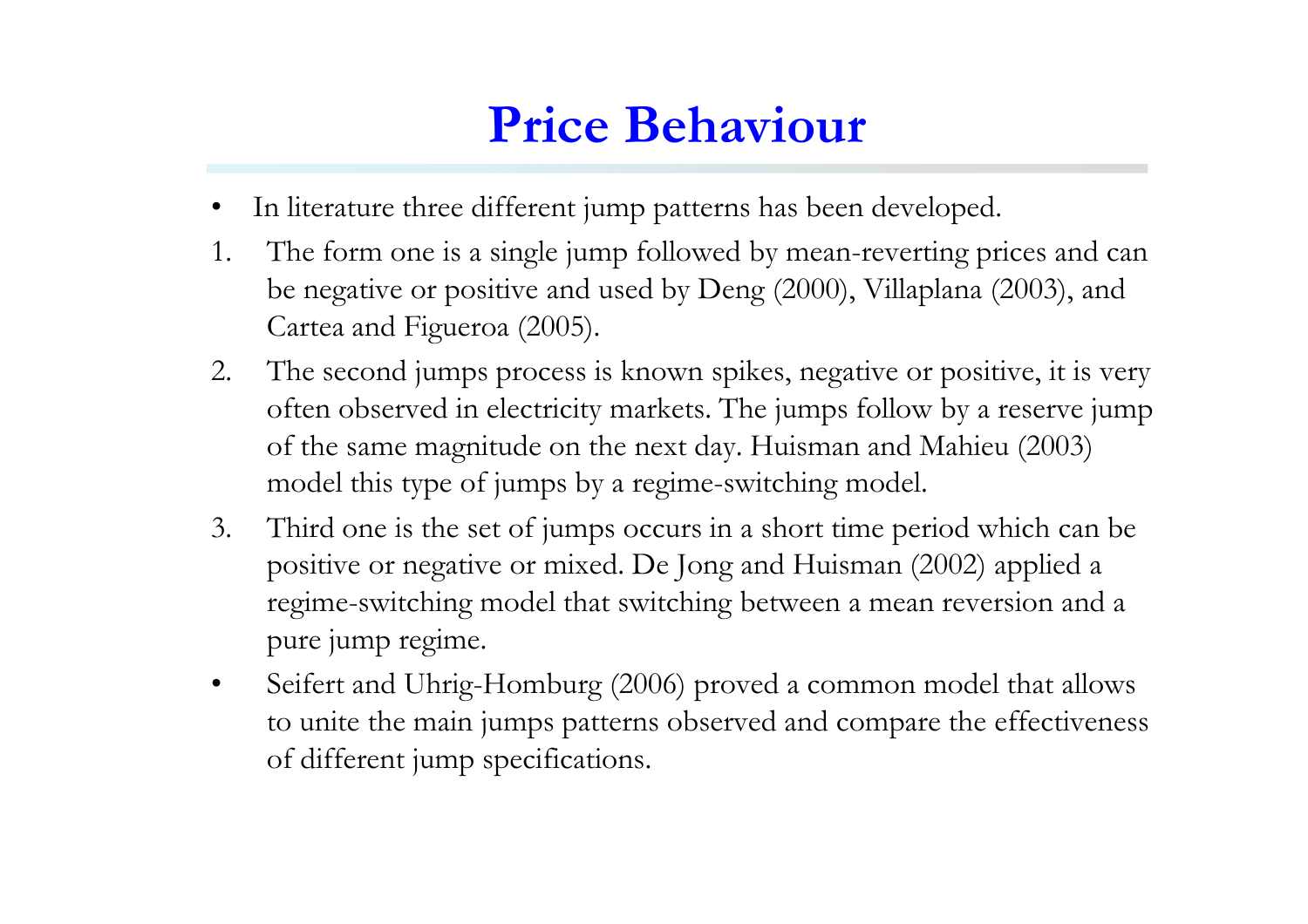# Price Behaviour

- In literature three different jump patterns has been developed.

1. The form one is a single jump followed by mean-reverting prices and can be negative or positive and used by Deng (2000), Villaplana (2003), and Cartea and Figueroa (2005).
2. The second jumps process is known spikes, negative or positive, it is very often observed in electricity markets. The jumps follow by a reserve jump of the same magnitude on the next day. Huisman and Mahieu (2003) model this type of jumps by a regime-switching model.
3. Third one is the set of jumps occurs in a short time period which can be positive or negative or mixed. De Jong and Huisman (2002) applied a regime-switching model that switching between a mean reversion and a pure jump regime.

- Seifert and Uhrig-Homburg (2006) proved a common model that allows to unite the main jumps patterns observed and compare the effectiveness of different jump specifications.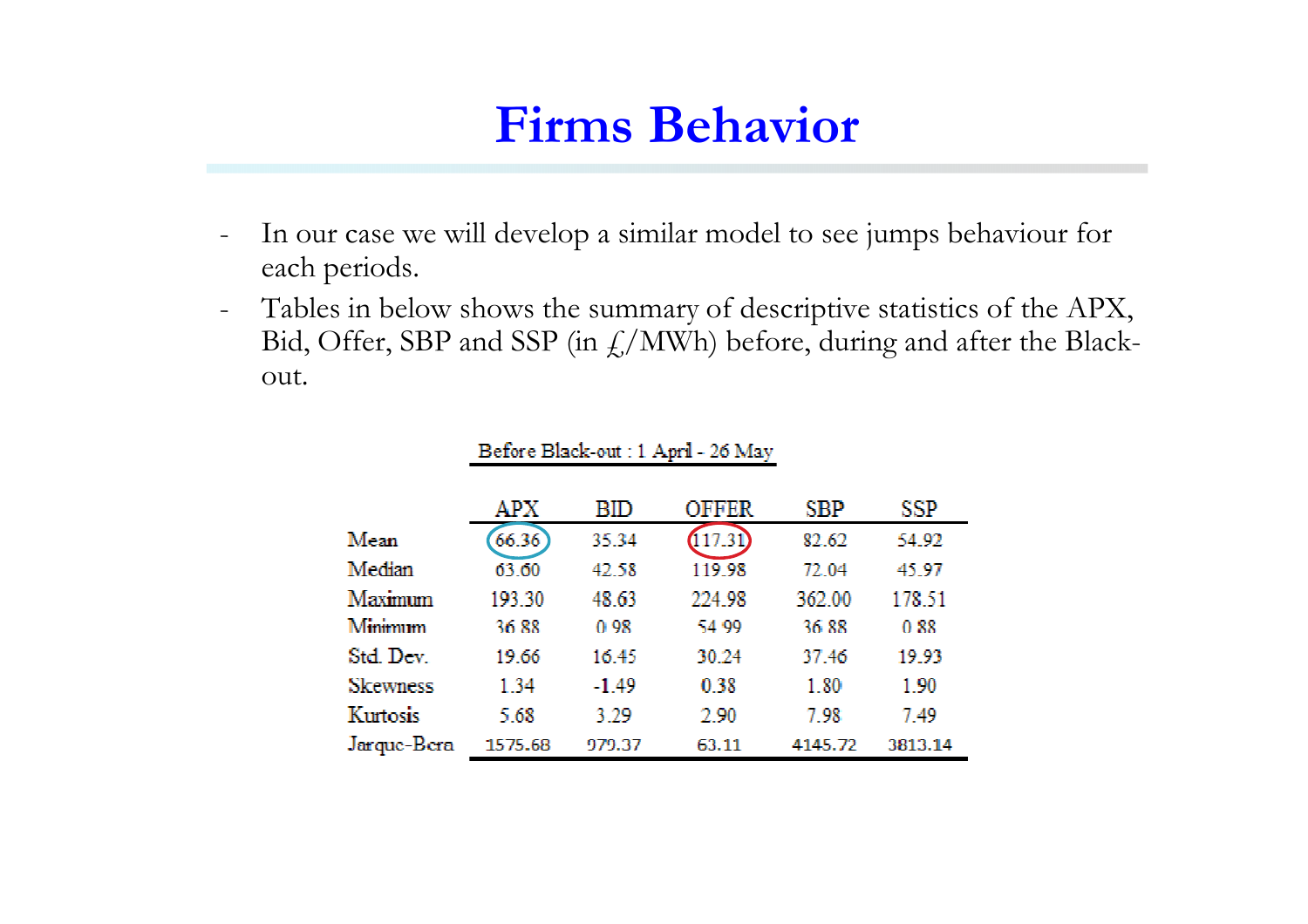# Firms Behavior

- In our case we will develop a similar model to see jumps behaviour for each periods.
- Tables in below shows the summary of descriptive statistics of the APX, Bid, Offer, SBP and SSP (in £/MWh) before, during and after the Black-out.

Before Black-out : 1 April - 26 May

| | APX | BID | OFFER | SBP | SSP |
|---|---|---|---|---|---|
| Mean | 66.36 | 35.34 | 117.31 | 82.62 | 54.92 |
| Median | 63.60 | 42.58 | 119.98 | 72.04 | 45.97 |
| Maximum | 193.30 | 48.63 | 224.98 | 362.00 | 178.51 |
| Minimum | 36.88 | 0.98 | 54.99 | 36.88 | 0.88 |
| Std. Dev. | 19.66 | 16.45 | 30.24 | 37.46 | 19.93 |
| Skewness | 1.34 | -1.49 | 0.38 | 1.80 | 1.90 |
| Kurtosis | 5.68 | 3.29 | 2.90 | 7.98 | 7.49 |
| Jarque-Bera | 1575.68 | 979.37 | 63.11 | 4145.72 | 3813.14 |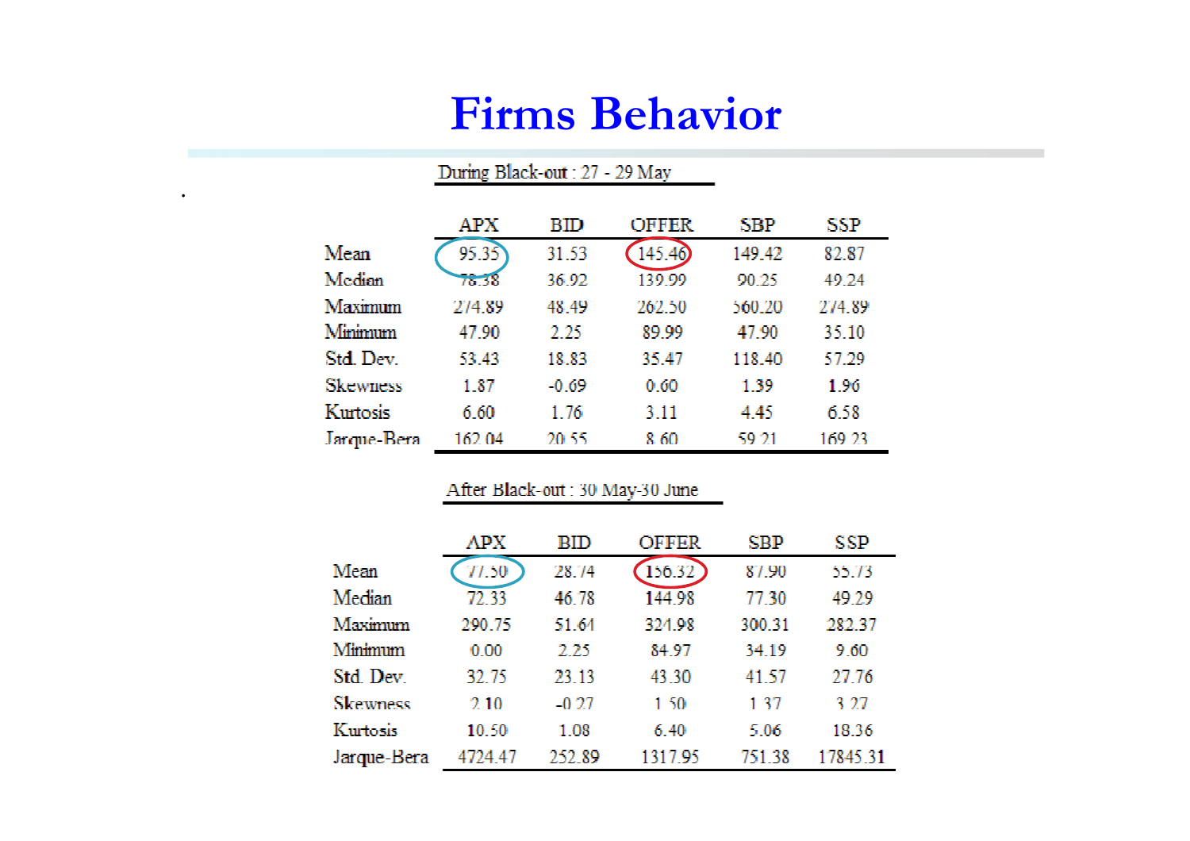# Firms Behavior

During Black-out : 27 - 29 May

| | APX | BID | OFFER | SBP | SSP |
|---|---|---|---|---|---|
| Mean | 95.35 | 31.53 | 145.46 | 149.42 | 82.87 |
| Median | 78.38 | 36.92 | 139.99 | 90.25 | 49.24 |
| Maximum | 274.89 | 48.49 | 262.50 | 560.20 | 274.89 |
| Minimum | 47.90 | 2.25 | 89.99 | 47.90 | 35.10 |
| Std. Dev. | 53.43 | 18.83 | 35.47 | 118.40 | 57.29 |
| Skewness | 1.87 | -0.69 | 0.60 | 1.39 | 1.96 |
| Kurtosis | 6.60 | 1.76 | 3.11 | 4.45 | 6.58 |
| Jarque-Bera | 162.04 | 20.55 | 8.60 | 59.21 | 169.23 |

After Black-out : 30 May-30 June

| | APX | BID | OFFER | SBP | SSP |
|---|---|---|---|---|---|
| Mean | 77.50 | 28.74 | 156.32 | 87.90 | 55.73 |
| Median | 72.33 | 46.78 | 144.98 | 77.30 | 49.29 |
| Maximum | 290.75 | 51.61 | 324.98 | 300.31 | 282.37 |
| Minimum | 0.00 | 2.25 | 84.97 | 34.19 | 9.60 |
| Std. Dev. | 32.75 | 23.13 | 43.30 | 41.57 | 27.76 |
| Skewness | 2.10 | -0.27 | 1.50 | 1.37 | 3.27 |
| Kurtosis | 10.50 | 1.08 | 6.40 | 5.06 | 18.36 |
| Jarque-Bera | 4724.47 | 252.89 | 1317.95 | 751.38 | 17845.31 |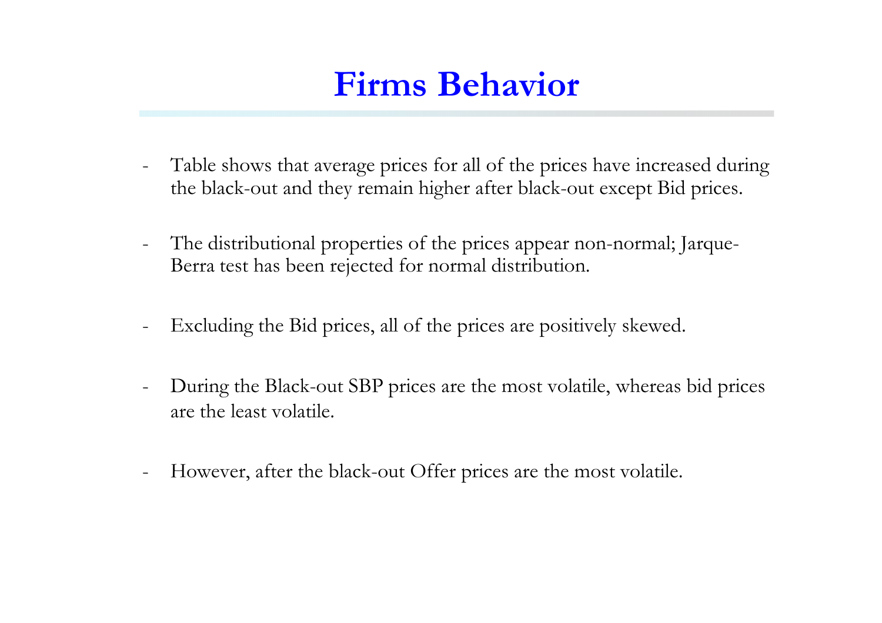# Firms Behavior

- Table shows that average prices for all of the prices have increased during the black-out and they remain higher after black-out except Bid prices.
- The distributional properties of the prices appear non-normal; Jarque-Berra test has been rejected for normal distribution.
- Excluding the Bid prices, all of the prices are positively skewed.
- During the Black-out SBP prices are the most volatile, whereas bid prices are the least volatile.
- However, after the black-out Offer prices are the most volatile.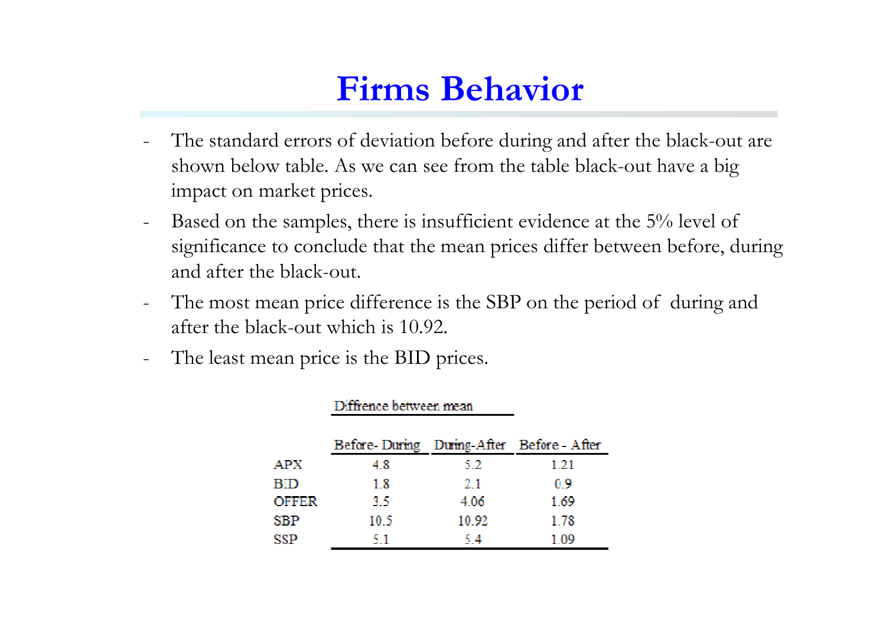# Firms Behavior

- The standard errors of deviation before during and after the black-out are shown below table. As we can see from the table black-out have a big impact on market prices.
- Based on the samples, there is insufficient evidence at the 5% level of significance to conclude that the mean prices differ between before, during and after the black-out.
- The most mean price difference is the SBP on the period of during and after the black-out which is 10.92.
- The least mean price is the BID prices.

| | Diffrence between mean | | |
|---|---|---|---|
| | Before- During | During-After | Before - After |
| APX | 4.8 | 5.2 | 1.21 |
| BID | 1.8 | 2.1 | 0.9 |
| OFFER | 3.5 | 4.06 | 1.69 |
| SBP | 10.5 | 10.92 | 1.78 |
| SSP | 5.1 | 5.4 | 1.09 |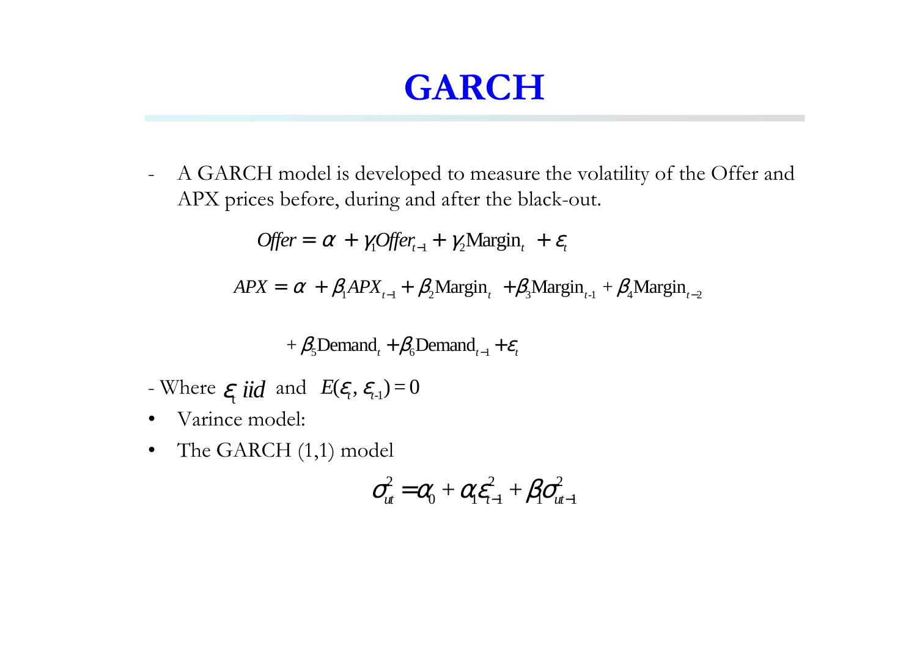# GARCH

- A GARCH model is developed to measure the volatility of the Offer and APX prices before, during and after the black-out.

$$Offer = \alpha + \gamma_1 Offer_{t-1} + \gamma_2 \text{Margin}_t + \varepsilon_t$$

$$APX = \alpha + \beta_1 APX_{t-1} + \beta_2 \text{Margin}_t + \beta_3 \text{Margin}_{t-1} + \beta_4 \text{Margin}_{t-2}$$

$$+ \beta_5 \text{Demand}_t + \beta_6 \text{Demand}_{t-1} + \varepsilon_t$$

- Where $\varepsilon_t$ *iid* and $E(\varepsilon_t, \varepsilon_{t-1}) = 0$

- Varince model:
- The GARCH (1,1) model

$$\sigma_{ut}^2 = \alpha_0 + \alpha_1 \varepsilon_{t-1}^2 + \beta_1 \sigma_{ut-1}^2$$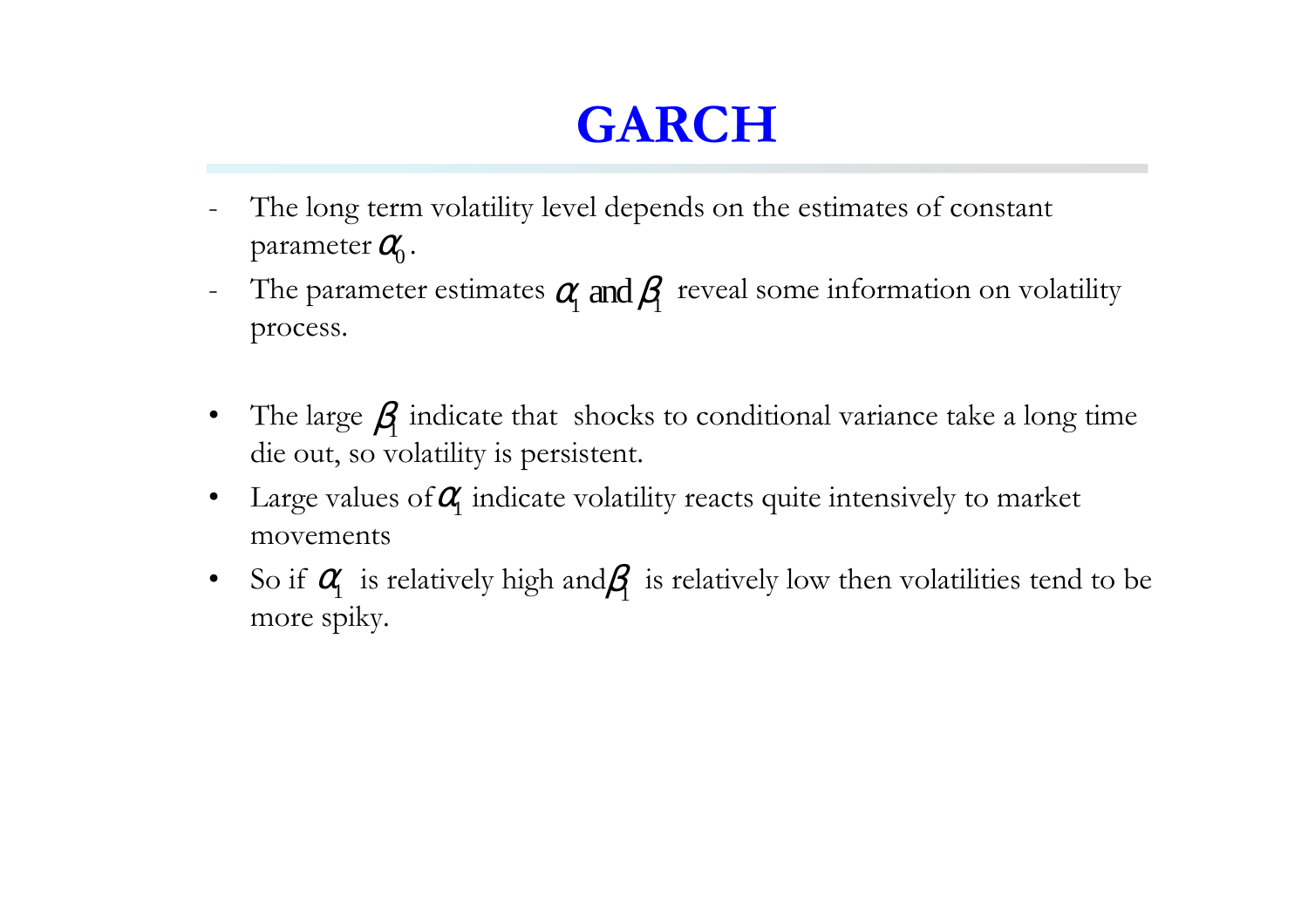# GARCH

- The long term volatility level depends on the estimates of constant parameter $\alpha_0$.
- The parameter estimates $\alpha_1$ and $\beta_1$ reveal some information on volatility process.

- The large $\beta_1$ indicate that shocks to conditional variance take a long time die out, so volatility is persistent.
- Large values of $\alpha_1$ indicate volatility reacts quite intensively to market movements
- So if $\alpha_1$ is relatively high and $\beta_1$ is relatively low then volatilities tend to be more spiky.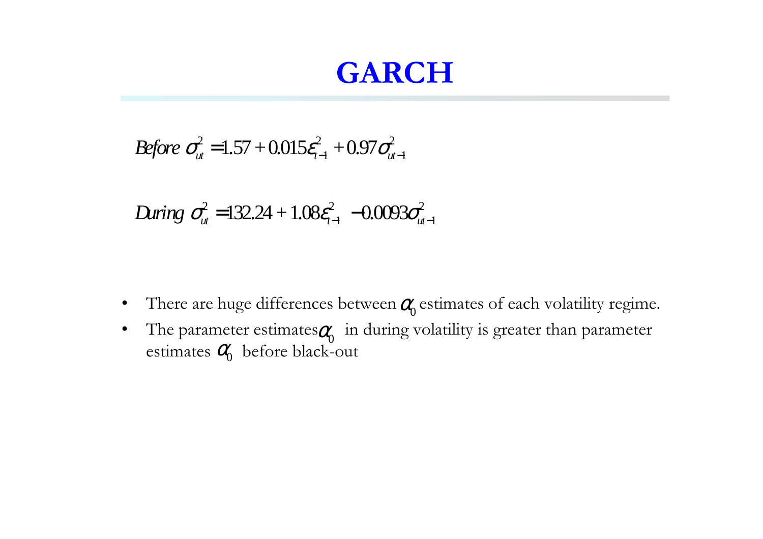# GARCH

$$Before\ \sigma_{ut}^2 = 1.57 + 0.015\varepsilon_{t-1}^2 + 0.97\sigma_{ut-1}^2$$

$$During\ \sigma_{ut}^2 = 132.24 + 1.08\varepsilon_{t-1}^2 - 0.0093\sigma_{ut-1}^2$$

- There are huge differences between $\alpha_0$ estimates of each volatility regime.
- The parameter estimates $\alpha_0$ in during volatility is greater than parameter estimates $\alpha_0$ before black-out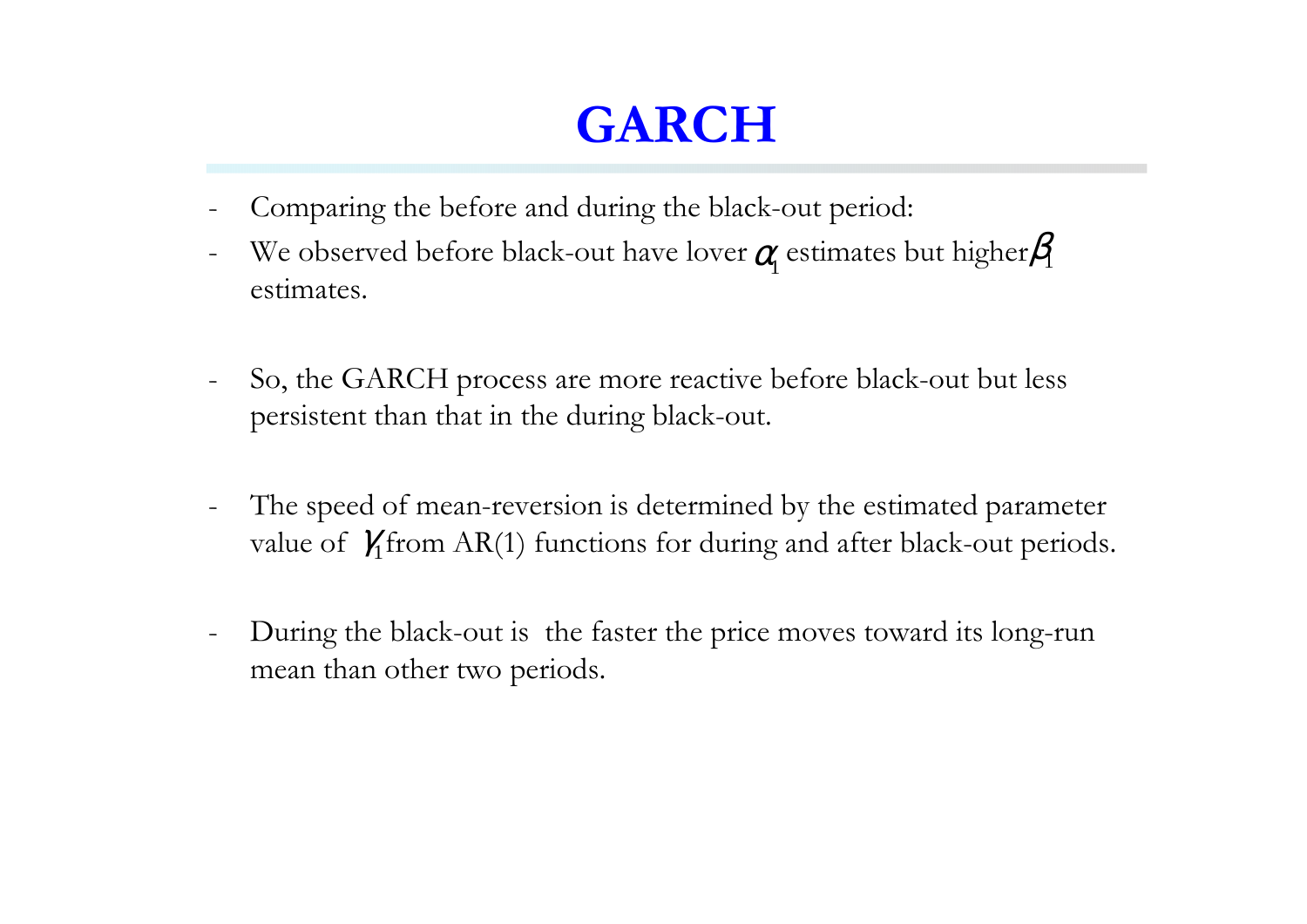# GARCH

- Comparing the before and during the black-out period:
- We observed before black-out have lover $\alpha_1$ estimates but higher $\beta_1$ estimates.

- So, the GARCH process are more reactive before black-out but less persistent than that in the during black-out.

- The speed of mean-reversion is determined by the estimated parameter value of $\gamma_1$ from AR(1) functions for during and after black-out periods.

- During the black-out is the faster the price moves toward its long-run mean than other two periods.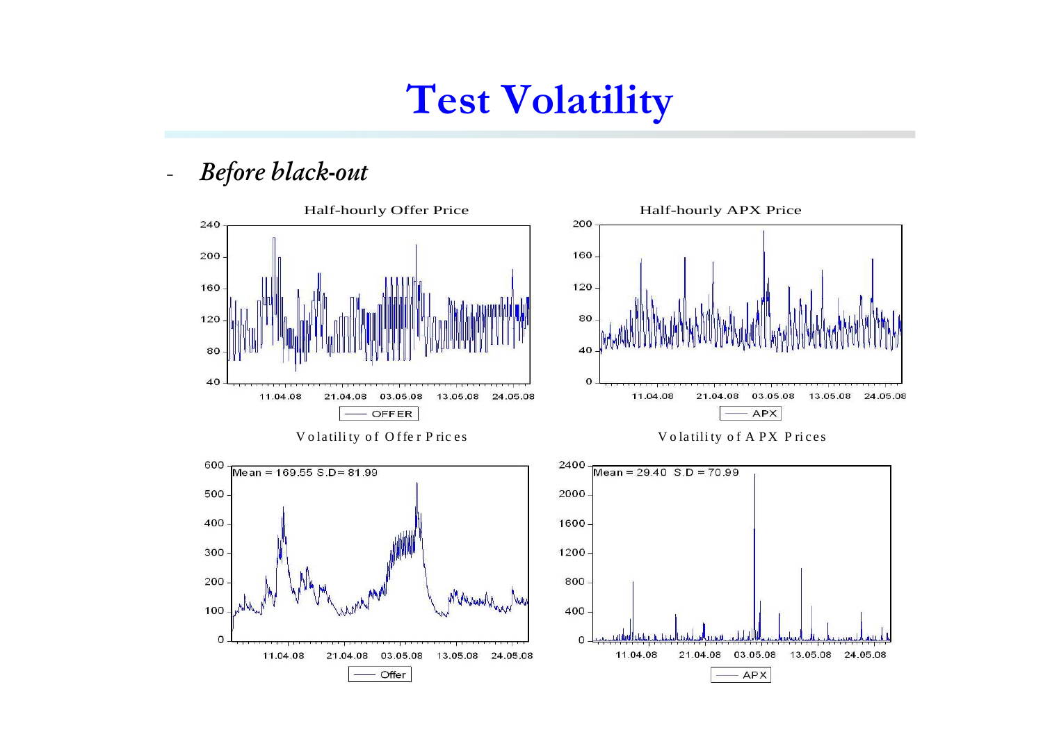# Test Volatility

- *Before black-out*

Half-hourly Offer Price

Half-hourly APX Price

Volatility of Offer Prices

Mean = 169.55 S.D= 81.99

Volatility of APX Prices

Mean = 29.40 S.D = 70.99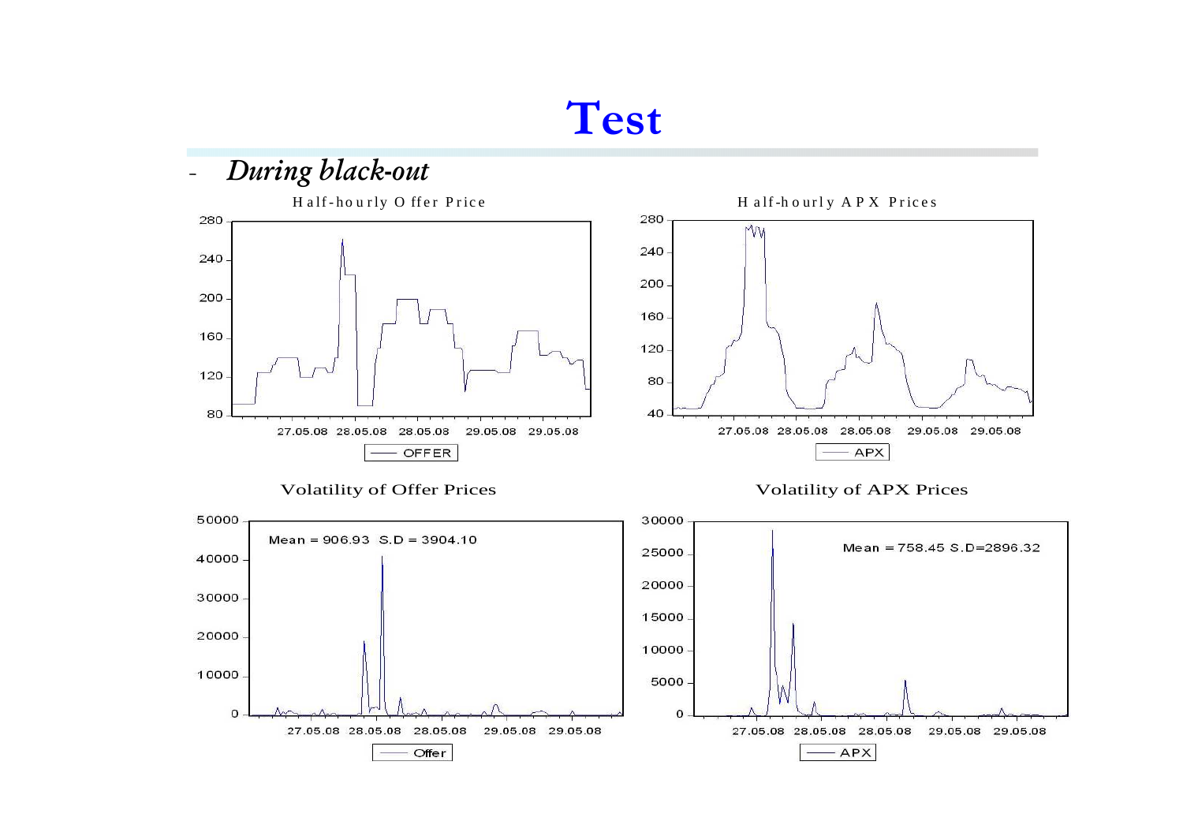# Test

- *During black-out*

Half-hourly Offer Price

Half-hourly APX Prices

Volatility of Offer Prices

Mean = 906.93 S.D = 3904.10

Volatility of APX Prices

Mean = 758.45 S.D=2896.32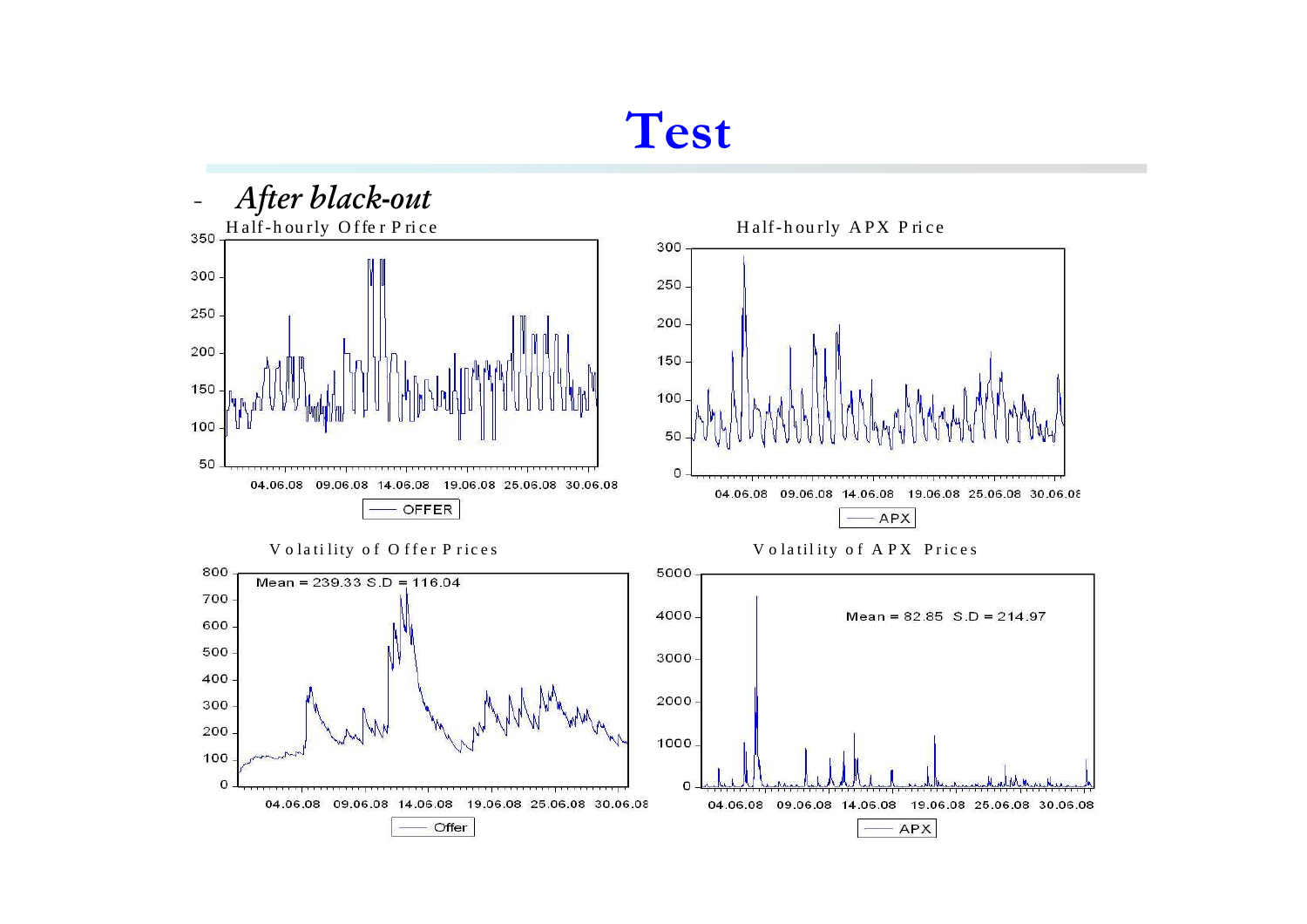# Test

- *After black-out*

Half-hourly Offer Price

Half-hourly APX Price

Volatility of Offer Prices

Mean = 239.33 S.D = 116.04

Volatility of APX Prices

Mean = 82.85 S.D = 214.97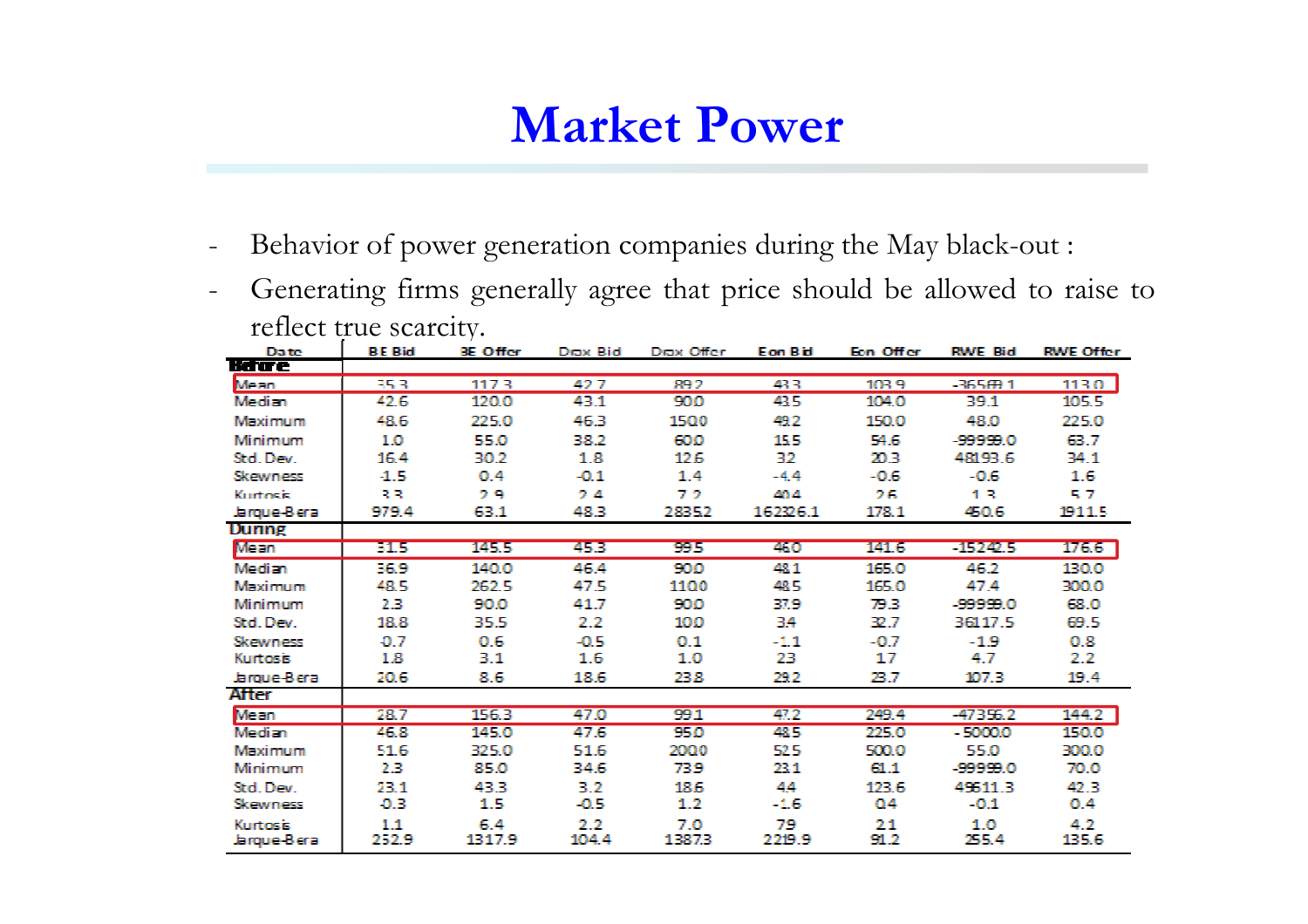# Market Power

- Behavior of power generation companies during the May black-out :
- Generating firms generally agree that price should be allowed to raise to reflect true scarcity.

| Date | BE Bid | BE Offer | Drax Bid | Drax Offer | Eon Bid | Eon Offer | RWE Bid | RWE Offer |
|---|---|---|---|---|---|---|---|---|
| **Before** | | | | | | | | |
| Mean | 35.3 | 117.3 | 42.7 | 89.2 | 43.3 | 103.9 | -36569.1 | 113.0 |
| Median | 42.6 | 120.0 | 43.1 | 90.0 | 43.5 | 104.0 | 39.1 | 105.5 |
| Maximum | 48.6 | 225.0 | 46.3 | 150.0 | 49.2 | 150.0 | 48.0 | 225.0 |
| Minimum | 1.0 | 55.0 | 38.2 | 60.0 | 15.5 | 54.6 | -99999.0 | 63.7 |
| Std. Dev. | 16.4 | 30.2 | 1.8 | 12.6 | 3.2 | 20.3 | 48193.6 | 34.1 |
| Skewness | -1.5 | 0.4 | -0.1 | 1.4 | -4.4 | -0.6 | -0.6 | 1.6 |
| Kurtosis | 3.3 | 2.9 | 2.4 | 7.2 | 40.4 | 2.6 | 1.3 | 5.7 |
| Jarque-Bera | 979.4 | 63.1 | 48.3 | 2835.2 | 162326.1 | 178.1 | 450.6 | 1911.5 |
| **During** | | | | | | | | |
| Mean | 31.5 | 145.5 | 45.3 | 99.5 | 46.0 | 141.6 | -15242.5 | 176.6 |
| Median | 36.9 | 140.0 | 46.4 | 90.0 | 48.1 | 165.0 | 46.2 | 130.0 |
| Maximum | 48.5 | 262.5 | 47.5 | 110.0 | 48.5 | 165.0 | 47.4 | 300.0 |
| Minimum | 2.3 | 90.0 | 41.7 | 90.0 | 37.9 | 79.3 | -99999.0 | 68.0 |
| Std. Dev. | 18.8 | 35.5 | 2.2 | 10.0 | 3.4 | 32.7 | 36117.5 | 69.5 |
| Skewness | -0.7 | 0.6 | -0.5 | 0.1 | -1.1 | -0.7 | -1.9 | 0.8 |
| Kurtosis | 1.8 | 3.1 | 1.6 | 1.0 | 2.3 | 1.7 | 4.7 | 2.2 |
| Jarque-Bera | 20.6 | 8.6 | 18.6 | 23.8 | 29.2 | 23.7 | 107.3 | 19.4 |
| **After** | | | | | | | | |
| Mean | 28.7 | 156.3 | 47.0 | 99.1 | 47.2 | 249.4 | -47356.2 | 144.2 |
| Median | 46.8 | 145.0 | 47.6 | 95.0 | 48.5 | 225.0 | -5000.0 | 150.0 |
| Maximum | 51.6 | 325.0 | 51.6 | 200.0 | 52.5 | 500.0 | 55.0 | 300.0 |
| Minimum | 2.3 | 85.0 | 34.6 | 73.9 | 23.1 | 61.1 | -99999.0 | 70.0 |
| Std. Dev. | 23.1 | 43.3 | 3.2 | 18.6 | 4.4 | 123.6 | 49611.3 | 42.3 |
| Skewness | -0.3 | 1.5 | -0.5 | 1.2 | -1.6 | 0.4 | -0.1 | 0.4 |
| Kurtosis | 1.1 | 6.4 | 2.2 | 7.0 | 7.9 | 2.1 | 1.0 | 4.2 |
| Jarque-Bera | 252.9 | 1317.9 | 104.4 | 1387.3 | 2219.9 | 91.2 | 255.4 | 135.6 |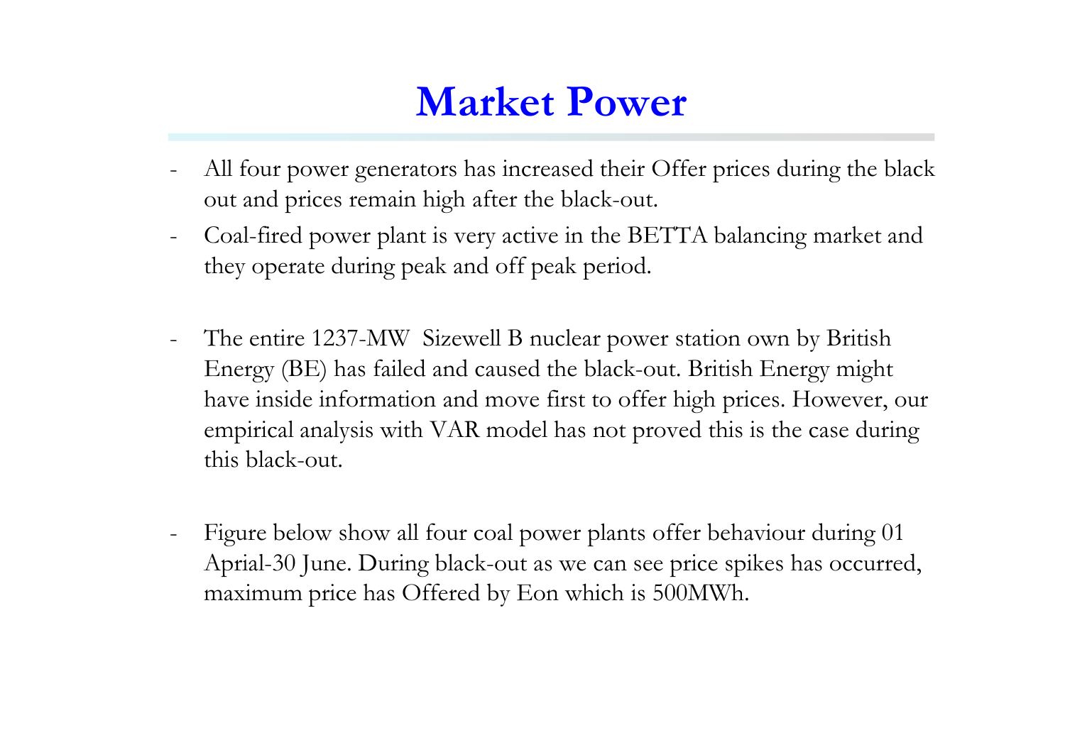# Market Power

- All four power generators has increased their Offer prices during the black out and prices remain high after the black-out.
- Coal-fired power plant is very active in the BETTA balancing market and they operate during peak and off peak period.

- The entire 1237-MW  Sizewell B nuclear power station own by British Energy (BE) has failed and caused the black-out. British Energy might have inside information and move first to offer high prices. However, our empirical analysis with VAR model has not proved this is the case during this black-out.

- Figure below show all four coal power plants offer behaviour during 01 Aprial-30 June. During black-out as we can see price spikes has occurred, maximum price has Offered by Eon which is 500MWh.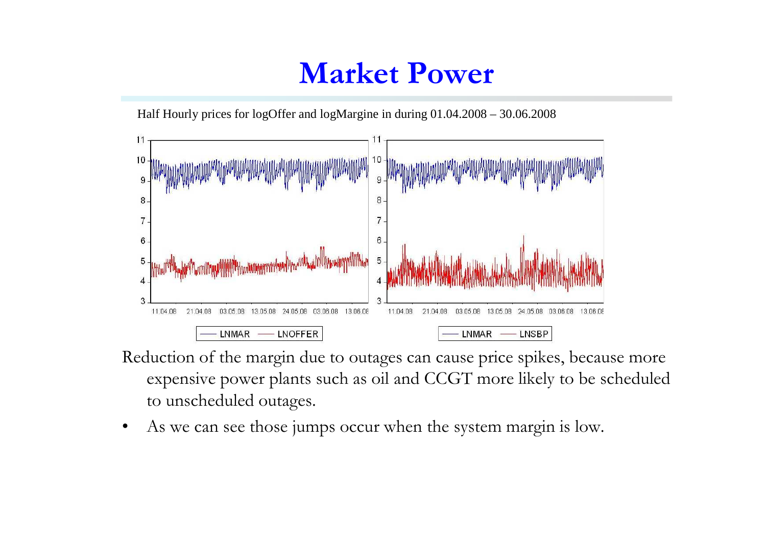# Market Power

Half Hourly prices for logOffer and logMargine in during 01.04.2008 – 30.06.2008

Reduction of the margin due to outages can cause price spikes, because more expensive power plants such as oil and CCGT more likely to be scheduled to unscheduled outages.

- As we can see those jumps occur when the system margin is low.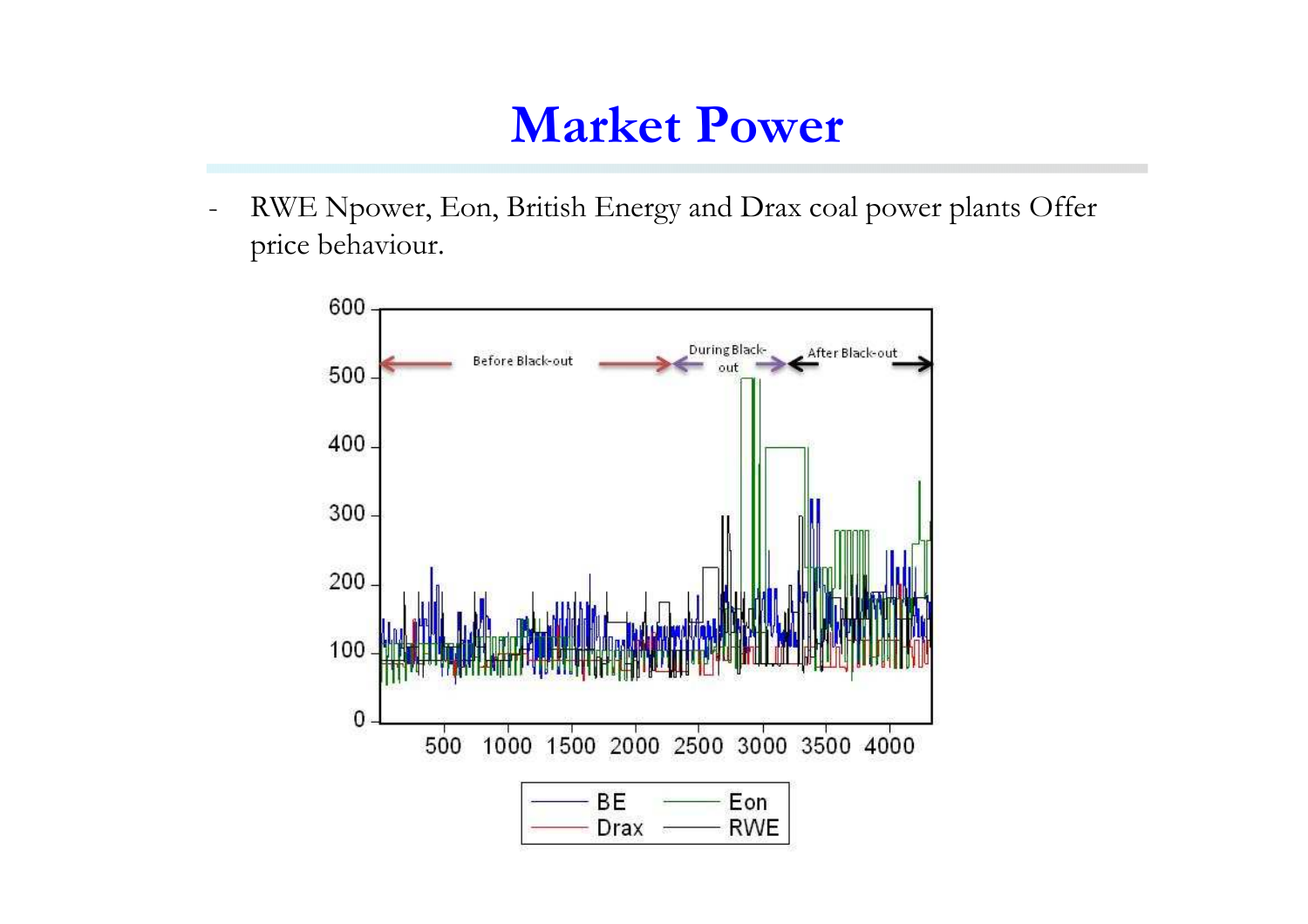# Market Power

- RWE Npower, Eon, British Energy and Drax coal power plants Offer price behaviour.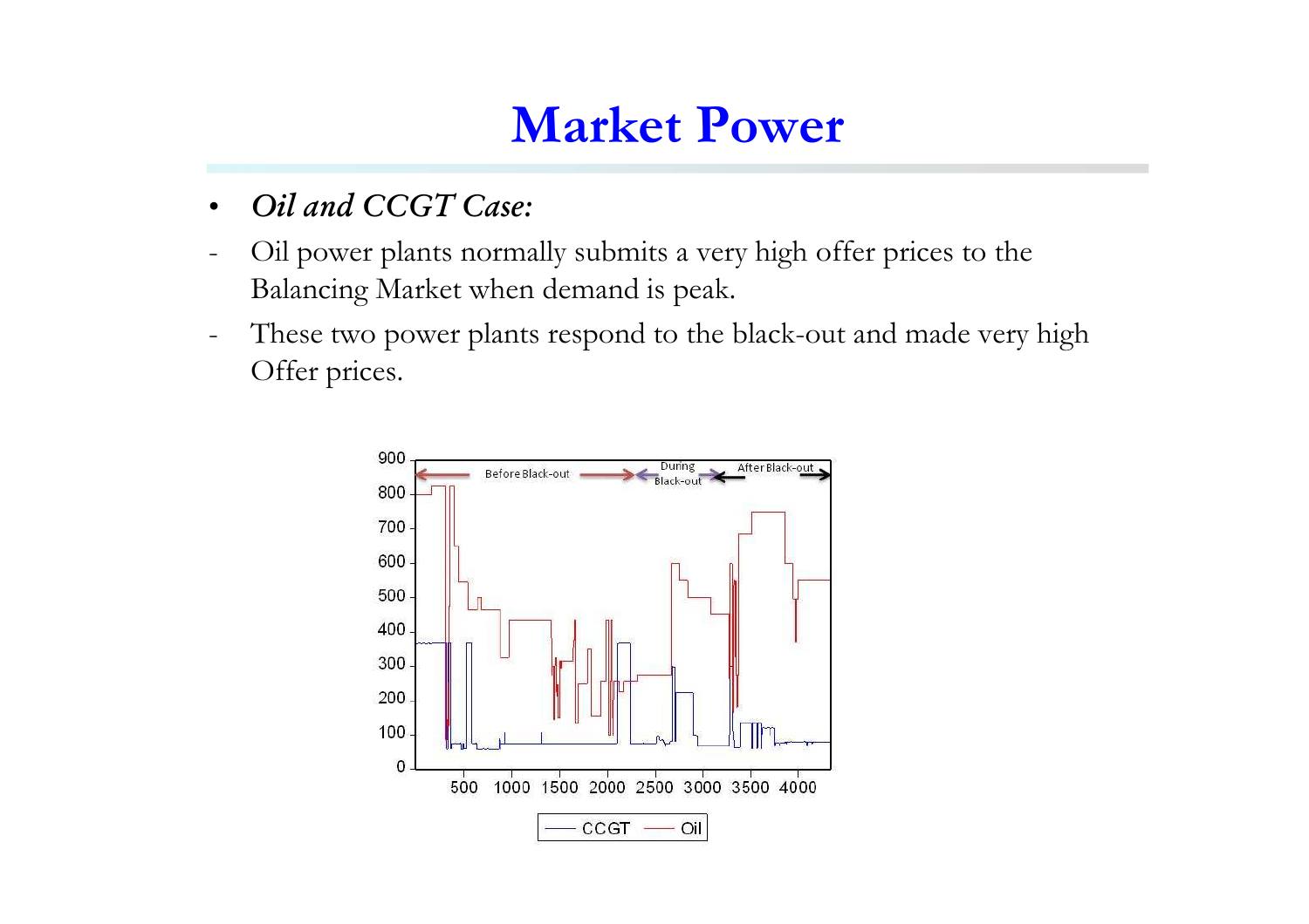# Market Power

- *Oil and CCGT Case:*

- Oil power plants normally submits a very high offer prices to the Balancing Market when demand is peak.
- These two power plants respond to the black-out and made very high Offer prices.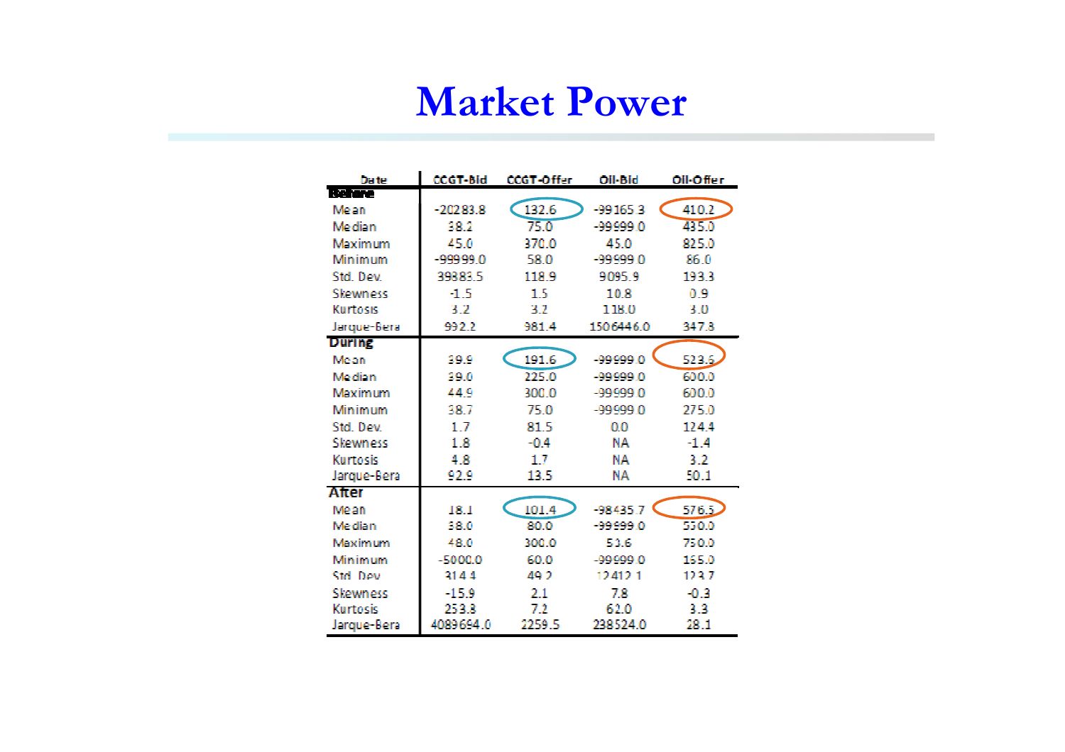# Market Power

| Date | CCGT-Bid | CCGT-Offer | Oil-Bid | Oil-Offer |
|---|---|---|---|---|
| **Before** | | | | |
| Mean | -20283.8 | 132.6 | -99165.3 | 410.2 |
| Median | 38.2 | 75.0 | -99999.0 | 435.0 |
| Maximum | 45.0 | 370.0 | 45.0 | 825.0 |
| Minimum | -99999.0 | 58.0 | -99999.0 | 86.0 |
| Std. Dev. | 39383.5 | 118.9 | 9095.9 | 193.3 |
| Skewness | -1.5 | 1.5 | 10.8 | 0.9 |
| Kurtosis | 3.2 | 3.2 | 118.0 | 3.0 |
| Jarque-Bera | 992.2 | 981.4 | 1506446.0 | 347.8 |
| **During** | | | | |
| Mean | 39.9 | 191.6 | -99999.0 | 523.6 |
| Median | 39.0 | 225.0 | -99999.0 | 600.0 |
| Maximum | 44.9 | 300.0 | -99999.0 | 600.0 |
| Minimum | 38.7 | 75.0 | -99999.0 | 275.0 |
| Std. Dev. | 1.7 | 81.5 | 0.0 | 124.4 |
| Skewness | 1.8 | -0.4 | NA | -1.4 |
| Kurtosis | 4.8 | 1.7 | NA | 3.2 |
| Jarque-Bera | 92.9 | 13.5 | NA | 50.1 |
| **After** | | | | |
| Mean | 18.1 | 101.4 | -98435.7 | 576.3 |
| Median | 38.0 | 80.0 | -99999.0 | 550.0 |
| Maximum | 48.0 | 300.0 | 53.6 | 750.0 |
| Minimum | -5000.0 | 60.0 | -99999.0 | 165.0 |
| Std. Dev. | 314.4 | 49.2 | 12412.1 | 123.7 |
| Skewness | -15.9 | 2.1 | 7.8 | -0.3 |
| Kurtosis | 253.8 | 7.2 | 62.0 | 3.3 |
| Jarque-Bera | 4089694.0 | 2259.5 | 238524.0 | 28.1 |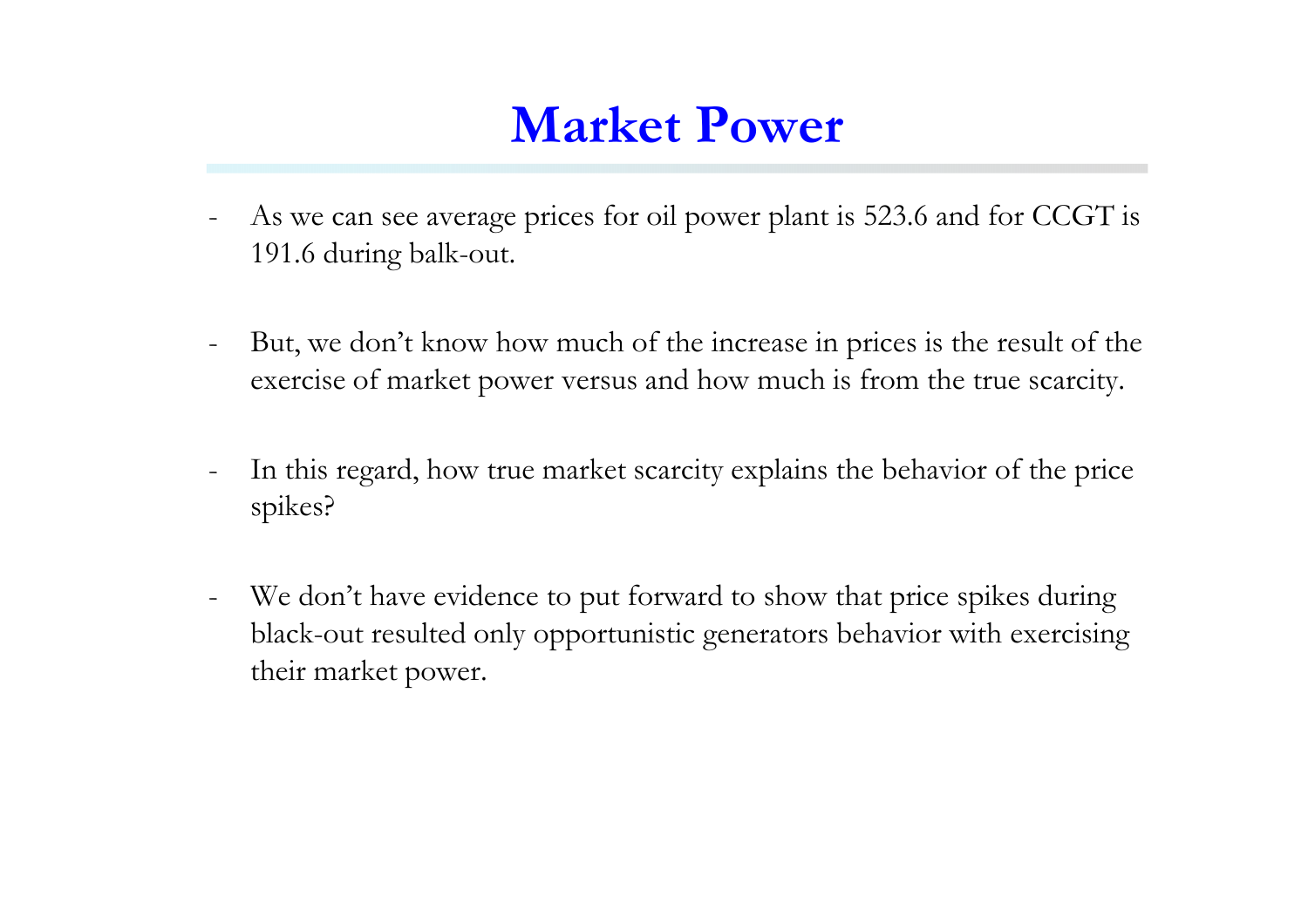# Market Power

- As we can see average prices for oil power plant is 523.6 and for CCGT is 191.6 during balk-out.

- But, we don't know how much of the increase in prices is the result of the exercise of market power versus and how much is from the true scarcity.

- In this regard, how true market scarcity explains the behavior of the price spikes?

- We don't have evidence to put forward to show that price spikes during black-out resulted only opportunistic generators behavior with exercising their market power.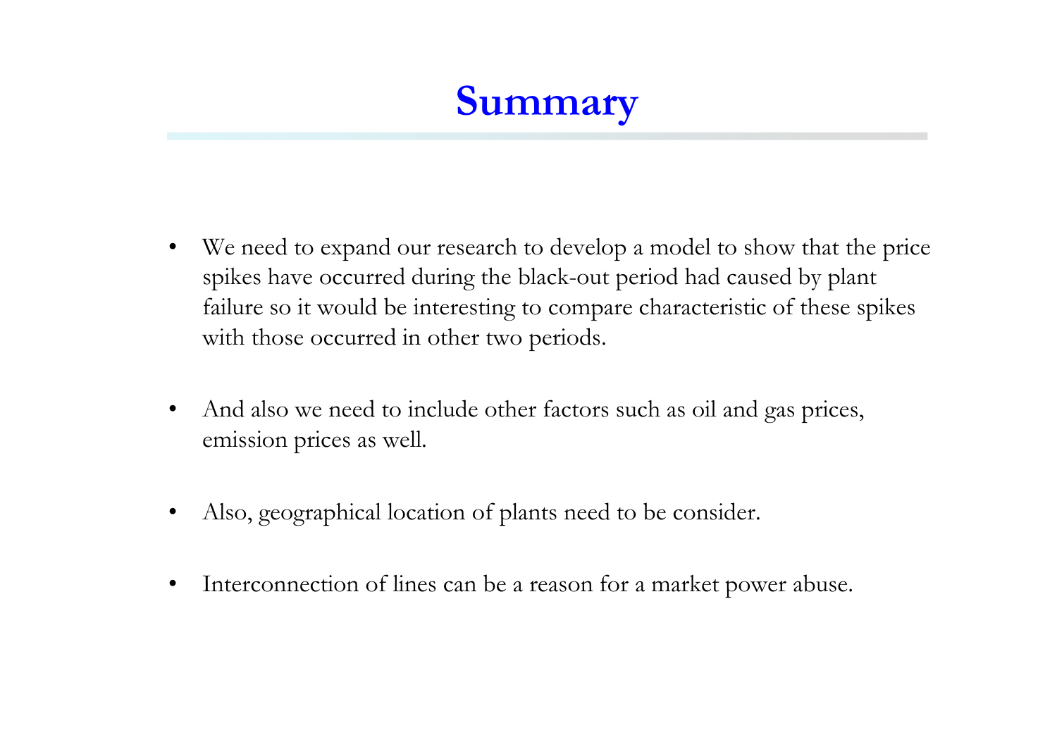# Summary

- We need to expand our research to develop a model to show that the price spikes have occurred during the black-out period had caused by plant failure so it would be interesting to compare characteristic of these spikes with those occurred in other two periods.

- And also we need to include other factors such as oil and gas prices, emission prices as well.

- Also, geographical location of plants need to be consider.

- Interconnection of lines can be a reason for a market power abuse.